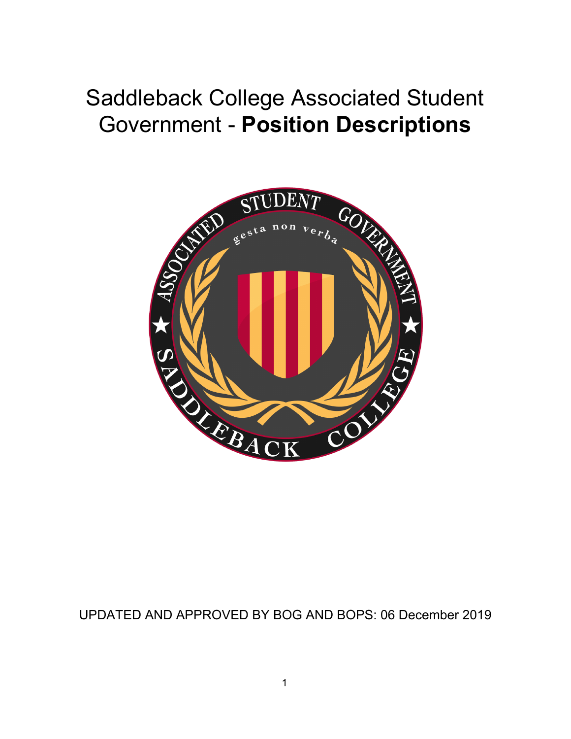# Saddleback College Associated Student Government - **Position Descriptions**

UPDATED AND APPROVED BY BOG AND BOPS: 06 December 2019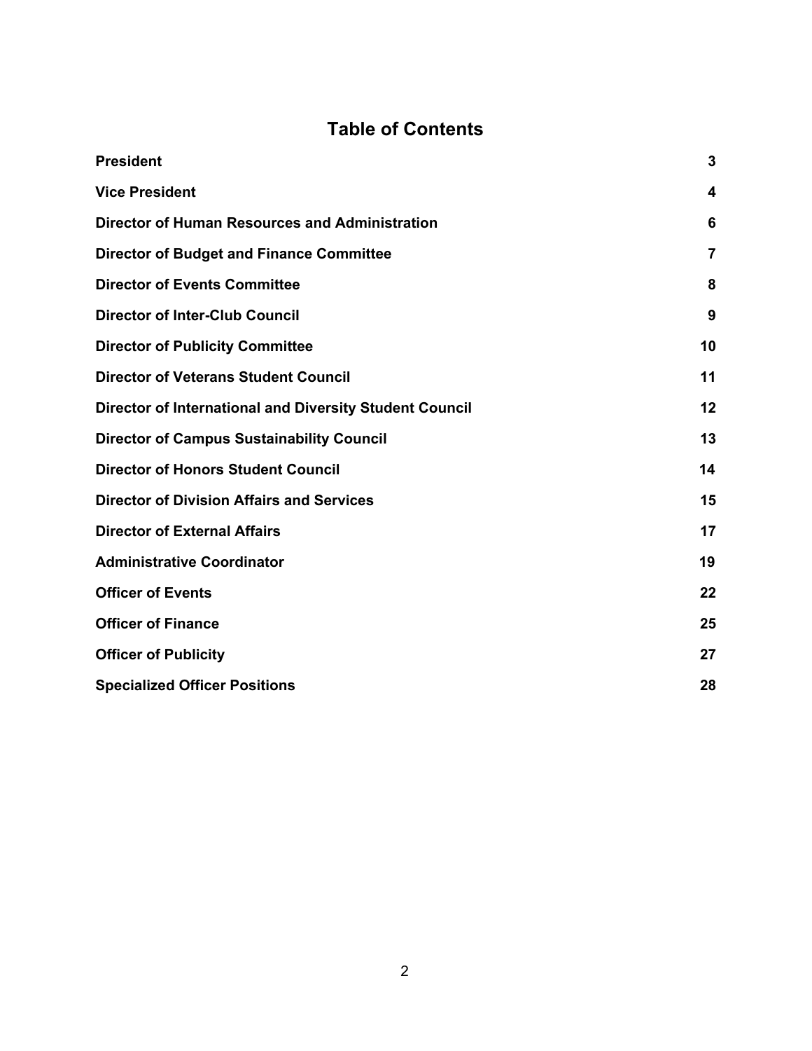# Table of Contents

| | |
|---|---|
| **President** | **3** |
| **Vice President** | **4** |
| **Director of Human Resources and Administration** | **6** |
| **Director of Budget and Finance Committee** | **7** |
| **Director of Events Committee** | **8** |
| **Director of Inter-Club Council** | **9** |
| **Director of Publicity Committee** | **10** |
| **Director of Veterans Student Council** | **11** |
| **Director of International and Diversity Student Council** | **12** |
| **Director of Campus Sustainability Council** | **13** |
| **Director of Honors Student Council** | **14** |
| **Director of Division Affairs and Services** | **15** |
| **Director of External Affairs** | **17** |
| **Administrative Coordinator** | **19** |
| **Officer of Events** | **22** |
| **Officer of Finance** | **25** |
| **Officer of Publicity** | **27** |
| **Specialized Officer Positions** | **28** |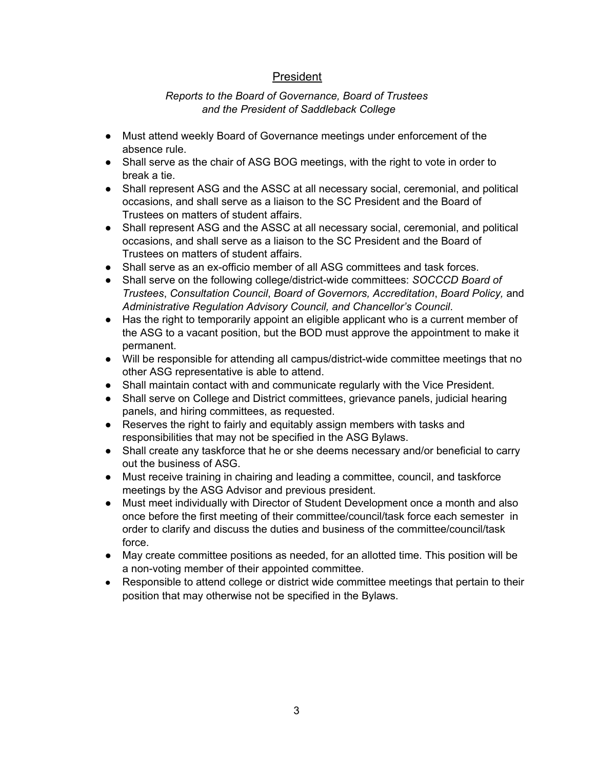## President

*Reports to the Board of Governance, Board of Trustees*
*and the President of Saddleback College*

- Must attend weekly Board of Governance meetings under enforcement of the absence rule.
- Shall serve as the chair of ASG BOG meetings, with the right to vote in order to break a tie.
- Shall represent ASG and the ASSC at all necessary social, ceremonial, and political occasions, and shall serve as a liaison to the SC President and the Board of Trustees on matters of student affairs.
- Shall represent ASG and the ASSC at all necessary social, ceremonial, and political occasions, and shall serve as a liaison to the SC President and the Board of Trustees on matters of student affairs.
- Shall serve as an ex-officio member of all ASG committees and task forces.
- Shall serve on the following college/district-wide committees: *SOCCCD Board of Trustees*, *Consultation Council*, *Board of Governors, Accreditation*, *Board Policy,* and *Administrative Regulation Advisory Council, and Chancellor's Council*.
- Has the right to temporarily appoint an eligible applicant who is a current member of the ASG to a vacant position, but the BOD must approve the appointment to make it permanent.
- Will be responsible for attending all campus/district-wide committee meetings that no other ASG representative is able to attend.
- Shall maintain contact with and communicate regularly with the Vice President.
- Shall serve on College and District committees, grievance panels, judicial hearing panels, and hiring committees, as requested.
- Reserves the right to fairly and equitably assign members with tasks and responsibilities that may not be specified in the ASG Bylaws.
- Shall create any taskforce that he or she deems necessary and/or beneficial to carry out the business of ASG.
- Must receive training in chairing and leading a committee, council, and taskforce meetings by the ASG Advisor and previous president.
- Must meet individually with Director of Student Development once a month and also once before the first meeting of their committee/council/task force each semester in order to clarify and discuss the duties and business of the committee/council/task force.
- May create committee positions as needed, for an allotted time. This position will be a non-voting member of their appointed committee.
- Responsible to attend college or district wide committee meetings that pertain to their position that may otherwise not be specified in the Bylaws.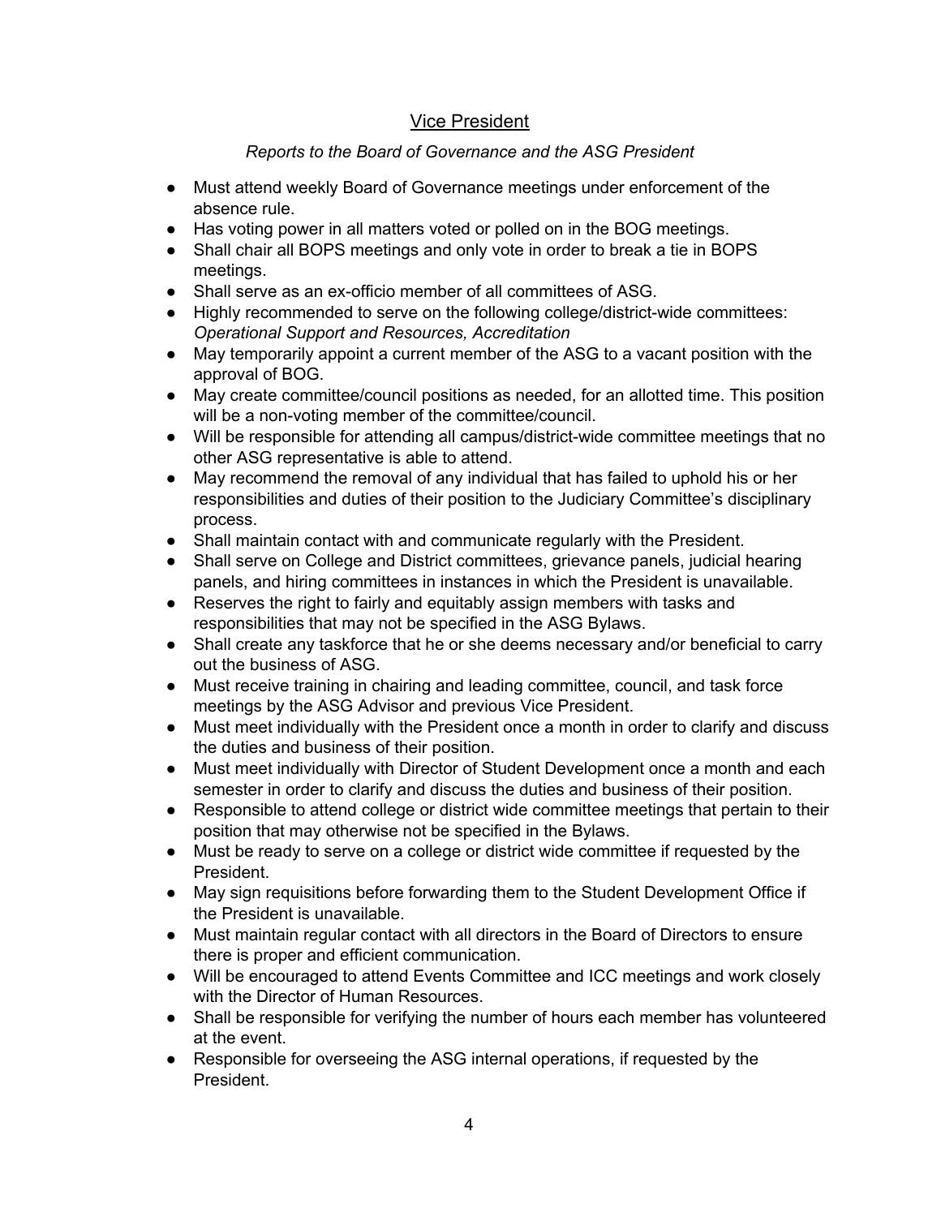## Vice President

*Reports to the Board of Governance and the ASG President*

- Must attend weekly Board of Governance meetings under enforcement of the absence rule.
- Has voting power in all matters voted or polled on in the BOG meetings.
- Shall chair all BOPS meetings and only vote in order to break a tie in BOPS meetings.
- Shall serve as an ex-officio member of all committees of ASG.
- Highly recommended to serve on the following college/district-wide committees: *Operational Support and Resources, Accreditation*
- May temporarily appoint a current member of the ASG to a vacant position with the approval of BOG.
- May create committee/council positions as needed, for an allotted time. This position will be a non-voting member of the committee/council.
- Will be responsible for attending all campus/district-wide committee meetings that no other ASG representative is able to attend.
- May recommend the removal of any individual that has failed to uphold his or her responsibilities and duties of their position to the Judiciary Committee's disciplinary process.
- Shall maintain contact with and communicate regularly with the President.
- Shall serve on College and District committees, grievance panels, judicial hearing panels, and hiring committees in instances in which the President is unavailable.
- Reserves the right to fairly and equitably assign members with tasks and responsibilities that may not be specified in the ASG Bylaws.
- Shall create any taskforce that he or she deems necessary and/or beneficial to carry out the business of ASG.
- Must receive training in chairing and leading committee, council, and task force meetings by the ASG Advisor and previous Vice President.
- Must meet individually with the President once a month in order to clarify and discuss the duties and business of their position.
- Must meet individually with Director of Student Development once a month and each semester in order to clarify and discuss the duties and business of their position.
- Responsible to attend college or district wide committee meetings that pertain to their position that may otherwise not be specified in the Bylaws.
- Must be ready to serve on a college or district wide committee if requested by the President.
- May sign requisitions before forwarding them to the Student Development Office if the President is unavailable.
- Must maintain regular contact with all directors in the Board of Directors to ensure there is proper and efficient communication.
- Will be encouraged to attend Events Committee and ICC meetings and work closely with the Director of Human Resources.
- Shall be responsible for verifying the number of hours each member has volunteered at the event.
- Responsible for overseeing the ASG internal operations, if requested by the President.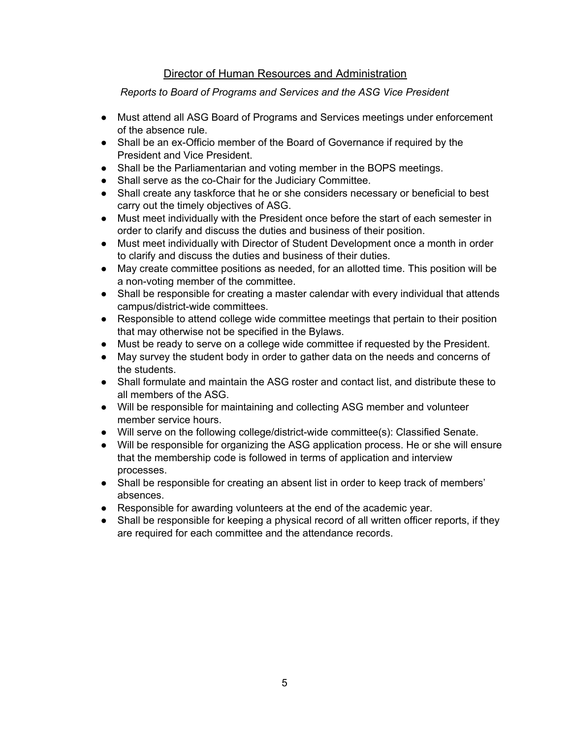## Director of Human Resources and Administration

*Reports to Board of Programs and Services and the ASG Vice President*

- Must attend all ASG Board of Programs and Services meetings under enforcement of the absence rule.
- Shall be an ex-Officio member of the Board of Governance if required by the President and Vice President.
- Shall be the Parliamentarian and voting member in the BOPS meetings.
- Shall serve as the co-Chair for the Judiciary Committee.
- Shall create any taskforce that he or she considers necessary or beneficial to best carry out the timely objectives of ASG.
- Must meet individually with the President once before the start of each semester in order to clarify and discuss the duties and business of their position.
- Must meet individually with Director of Student Development once a month in order to clarify and discuss the duties and business of their duties.
- May create committee positions as needed, for an allotted time. This position will be a non-voting member of the committee.
- Shall be responsible for creating a master calendar with every individual that attends campus/district-wide committees.
- Responsible to attend college wide committee meetings that pertain to their position that may otherwise not be specified in the Bylaws.
- Must be ready to serve on a college wide committee if requested by the President.
- May survey the student body in order to gather data on the needs and concerns of the students.
- Shall formulate and maintain the ASG roster and contact list, and distribute these to all members of the ASG.
- Will be responsible for maintaining and collecting ASG member and volunteer member service hours.
- Will serve on the following college/district-wide committee(s): Classified Senate.
- Will be responsible for organizing the ASG application process. He or she will ensure that the membership code is followed in terms of application and interview processes.
- Shall be responsible for creating an absent list in order to keep track of members' absences.
- Responsible for awarding volunteers at the end of the academic year.
- Shall be responsible for keeping a physical record of all written officer reports, if they are required for each committee and the attendance records.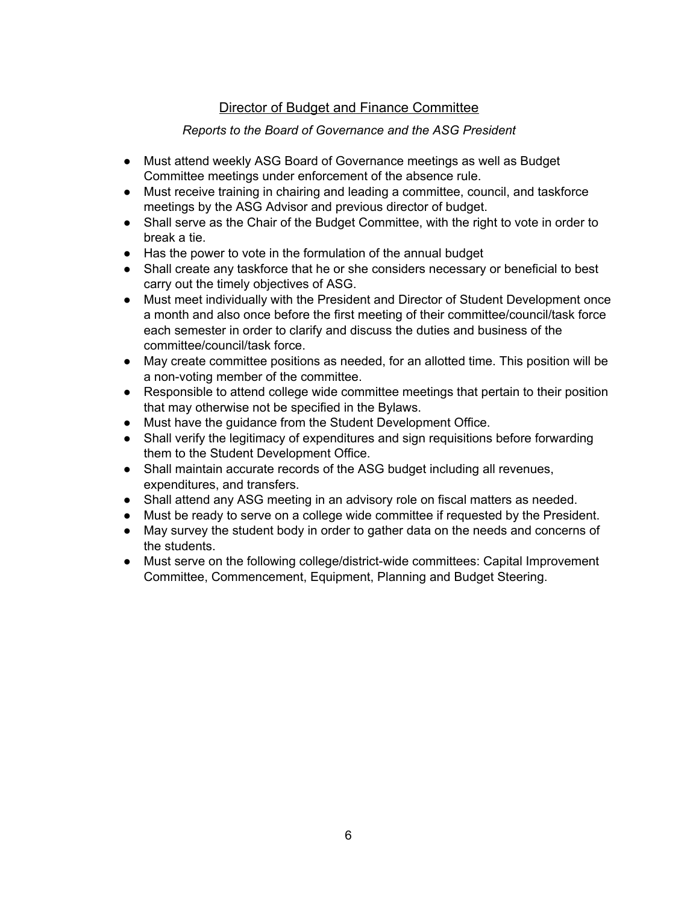## Director of Budget and Finance Committee

*Reports to the Board of Governance and the ASG President*

- Must attend weekly ASG Board of Governance meetings as well as Budget Committee meetings under enforcement of the absence rule.
- Must receive training in chairing and leading a committee, council, and taskforce meetings by the ASG Advisor and previous director of budget.
- Shall serve as the Chair of the Budget Committee, with the right to vote in order to break a tie.
- Has the power to vote in the formulation of the annual budget
- Shall create any taskforce that he or she considers necessary or beneficial to best carry out the timely objectives of ASG.
- Must meet individually with the President and Director of Student Development once a month and also once before the first meeting of their committee/council/task force each semester in order to clarify and discuss the duties and business of the committee/council/task force.
- May create committee positions as needed, for an allotted time. This position will be a non-voting member of the committee.
- Responsible to attend college wide committee meetings that pertain to their position that may otherwise not be specified in the Bylaws.
- Must have the guidance from the Student Development Office.
- Shall verify the legitimacy of expenditures and sign requisitions before forwarding them to the Student Development Office.
- Shall maintain accurate records of the ASG budget including all revenues, expenditures, and transfers.
- Shall attend any ASG meeting in an advisory role on fiscal matters as needed.
- Must be ready to serve on a college wide committee if requested by the President.
- May survey the student body in order to gather data on the needs and concerns of the students.
- Must serve on the following college/district-wide committees: Capital Improvement Committee, Commencement, Equipment, Planning and Budget Steering.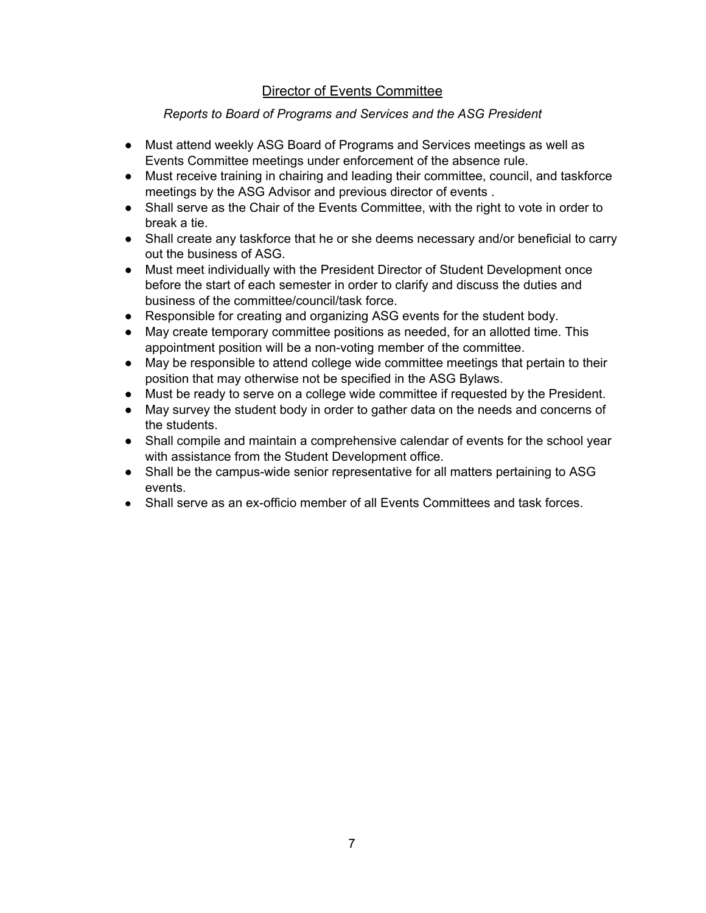## Director of Events Committee

*Reports to Board of Programs and Services and the ASG President*

- Must attend weekly ASG Board of Programs and Services meetings as well as Events Committee meetings under enforcement of the absence rule.
- Must receive training in chairing and leading their committee, council, and taskforce meetings by the ASG Advisor and previous director of events .
- Shall serve as the Chair of the Events Committee, with the right to vote in order to break a tie.
- Shall create any taskforce that he or she deems necessary and/or beneficial to carry out the business of ASG.
- Must meet individually with the President Director of Student Development once before the start of each semester in order to clarify and discuss the duties and business of the committee/council/task force.
- Responsible for creating and organizing ASG events for the student body.
- May create temporary committee positions as needed, for an allotted time. This appointment position will be a non-voting member of the committee.
- May be responsible to attend college wide committee meetings that pertain to their position that may otherwise not be specified in the ASG Bylaws.
- Must be ready to serve on a college wide committee if requested by the President.
- May survey the student body in order to gather data on the needs and concerns of the students.
- Shall compile and maintain a comprehensive calendar of events for the school year with assistance from the Student Development office.
- Shall be the campus-wide senior representative for all matters pertaining to ASG events.
- Shall serve as an ex-officio member of all Events Committees and task forces.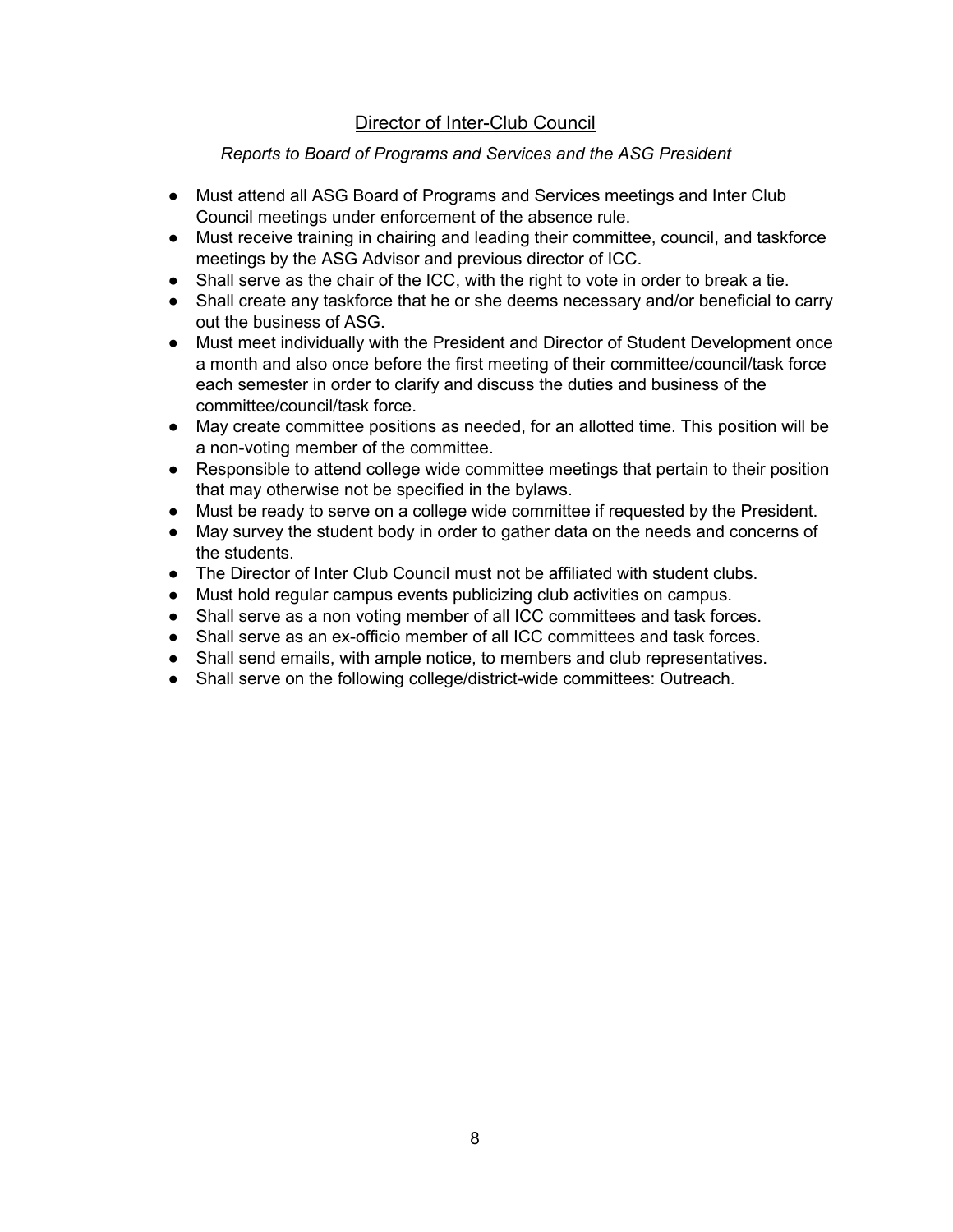## Director of Inter-Club Council

*Reports to Board of Programs and Services and the ASG President*

- Must attend all ASG Board of Programs and Services meetings and Inter Club Council meetings under enforcement of the absence rule.
- Must receive training in chairing and leading their committee, council, and taskforce meetings by the ASG Advisor and previous director of ICC.
- Shall serve as the chair of the ICC, with the right to vote in order to break a tie.
- Shall create any taskforce that he or she deems necessary and/or beneficial to carry out the business of ASG.
- Must meet individually with the President and Director of Student Development once a month and also once before the first meeting of their committee/council/task force each semester in order to clarify and discuss the duties and business of the committee/council/task force.
- May create committee positions as needed, for an allotted time. This position will be a non-voting member of the committee.
- Responsible to attend college wide committee meetings that pertain to their position that may otherwise not be specified in the bylaws.
- Must be ready to serve on a college wide committee if requested by the President.
- May survey the student body in order to gather data on the needs and concerns of the students.
- The Director of Inter Club Council must not be affiliated with student clubs.
- Must hold regular campus events publicizing club activities on campus.
- Shall serve as a non voting member of all ICC committees and task forces.
- Shall serve as an ex-officio member of all ICC committees and task forces.
- Shall send emails, with ample notice, to members and club representatives.
- Shall serve on the following college/district-wide committees: Outreach.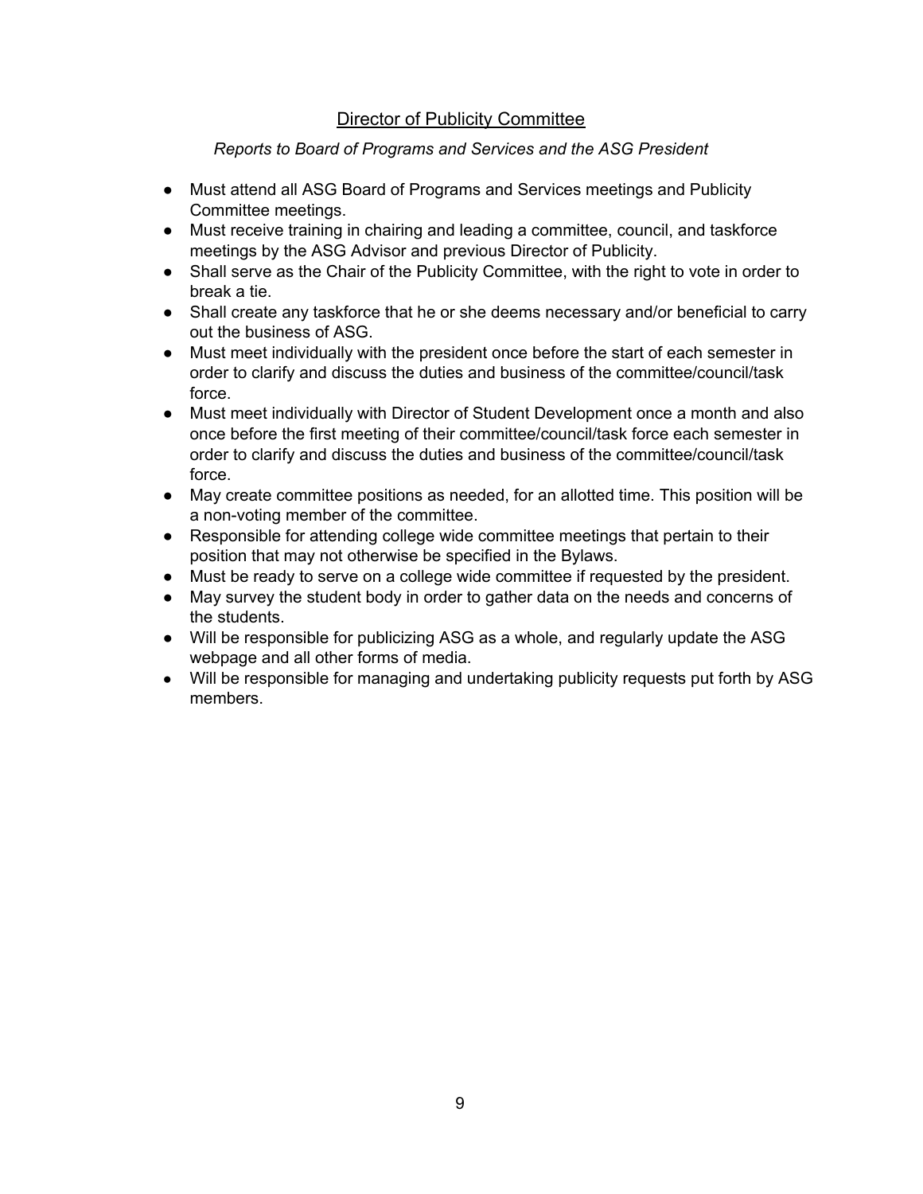## Director of Publicity Committee

*Reports to Board of Programs and Services and the ASG President*

- Must attend all ASG Board of Programs and Services meetings and Publicity Committee meetings.
- Must receive training in chairing and leading a committee, council, and taskforce meetings by the ASG Advisor and previous Director of Publicity.
- Shall serve as the Chair of the Publicity Committee, with the right to vote in order to break a tie.
- Shall create any taskforce that he or she deems necessary and/or beneficial to carry out the business of ASG.
- Must meet individually with the president once before the start of each semester in order to clarify and discuss the duties and business of the committee/council/task force.
- Must meet individually with Director of Student Development once a month and also once before the first meeting of their committee/council/task force each semester in order to clarify and discuss the duties and business of the committee/council/task force.
- May create committee positions as needed, for an allotted time. This position will be a non-voting member of the committee.
- Responsible for attending college wide committee meetings that pertain to their position that may not otherwise be specified in the Bylaws.
- Must be ready to serve on a college wide committee if requested by the president.
- May survey the student body in order to gather data on the needs and concerns of the students.
- Will be responsible for publicizing ASG as a whole, and regularly update the ASG webpage and all other forms of media.
- Will be responsible for managing and undertaking publicity requests put forth by ASG members.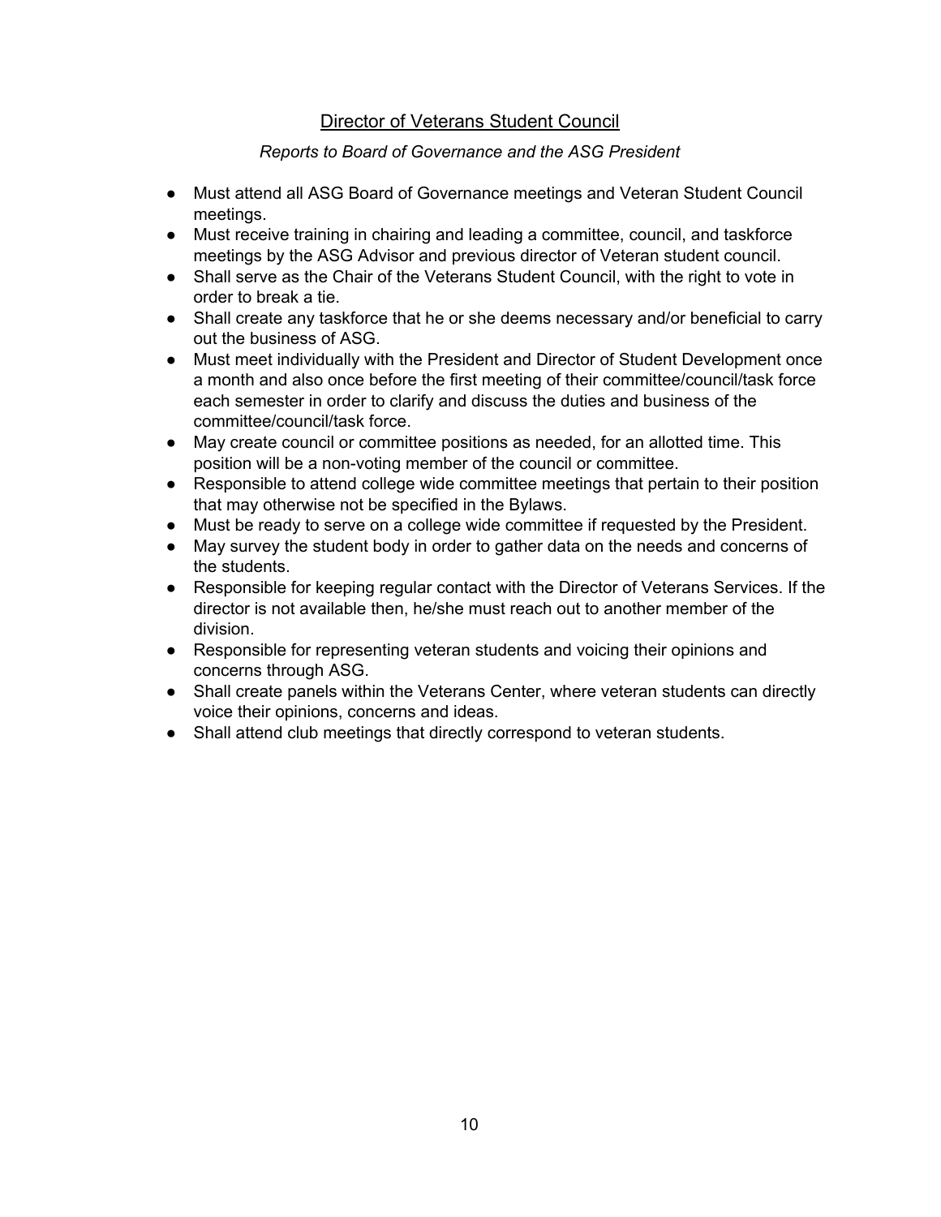## Director of Veterans Student Council

*Reports to Board of Governance and the ASG President*

- Must attend all ASG Board of Governance meetings and Veteran Student Council meetings.
- Must receive training in chairing and leading a committee, council, and taskforce meetings by the ASG Advisor and previous director of Veteran student council.
- Shall serve as the Chair of the Veterans Student Council, with the right to vote in order to break a tie.
- Shall create any taskforce that he or she deems necessary and/or beneficial to carry out the business of ASG.
- Must meet individually with the President and Director of Student Development once a month and also once before the first meeting of their committee/council/task force each semester in order to clarify and discuss the duties and business of the committee/council/task force.
- May create council or committee positions as needed, for an allotted time. This position will be a non-voting member of the council or committee.
- Responsible to attend college wide committee meetings that pertain to their position that may otherwise not be specified in the Bylaws.
- Must be ready to serve on a college wide committee if requested by the President.
- May survey the student body in order to gather data on the needs and concerns of the students.
- Responsible for keeping regular contact with the Director of Veterans Services. If the director is not available then, he/she must reach out to another member of the division.
- Responsible for representing veteran students and voicing their opinions and concerns through ASG.
- Shall create panels within the Veterans Center, where veteran students can directly voice their opinions, concerns and ideas.
- Shall attend club meetings that directly correspond to veteran students.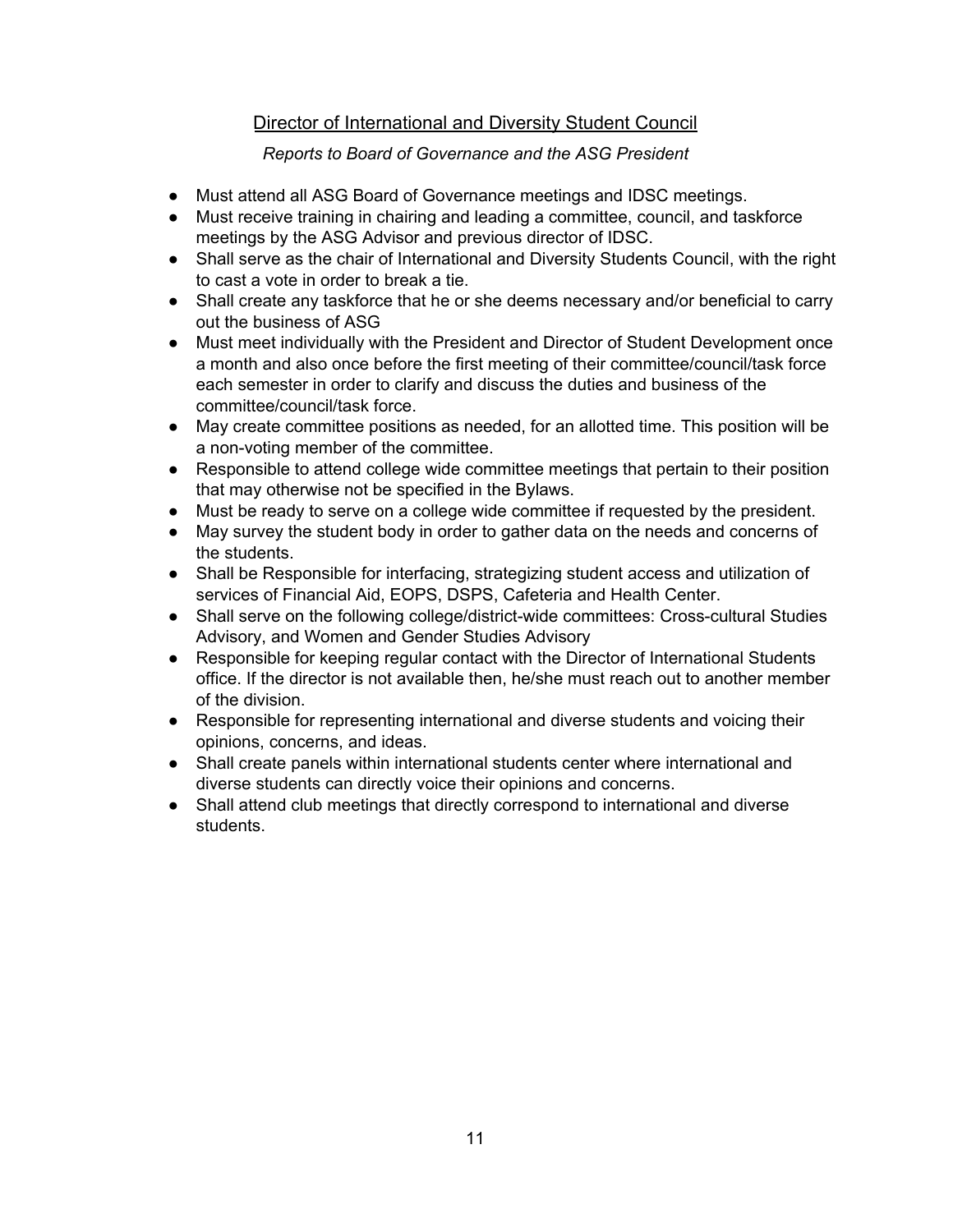## <u>Director of International and Diversity Student Council</u>

*Reports to Board of Governance and the ASG President*

- Must attend all ASG Board of Governance meetings and IDSC meetings.
- Must receive training in chairing and leading a committee, council, and taskforce meetings by the ASG Advisor and previous director of IDSC.
- Shall serve as the chair of International and Diversity Students Council, with the right to cast a vote in order to break a tie.
- Shall create any taskforce that he or she deems necessary and/or beneficial to carry out the business of ASG
- Must meet individually with the President and Director of Student Development once a month and also once before the first meeting of their committee/council/task force each semester in order to clarify and discuss the duties and business of the committee/council/task force.
- May create committee positions as needed, for an allotted time. This position will be a non-voting member of the committee.
- Responsible to attend college wide committee meetings that pertain to their position that may otherwise not be specified in the Bylaws.
- Must be ready to serve on a college wide committee if requested by the president.
- May survey the student body in order to gather data on the needs and concerns of the students.
- Shall be Responsible for interfacing, strategizing student access and utilization of services of Financial Aid, EOPS, DSPS, Cafeteria and Health Center.
- Shall serve on the following college/district-wide committees: Cross-cultural Studies Advisory, and Women and Gender Studies Advisory
- Responsible for keeping regular contact with the Director of International Students office. If the director is not available then, he/she must reach out to another member of the division.
- Responsible for representing international and diverse students and voicing their opinions, concerns, and ideas.
- Shall create panels within international students center where international and diverse students can directly voice their opinions and concerns.
- Shall attend club meetings that directly correspond to international and diverse students.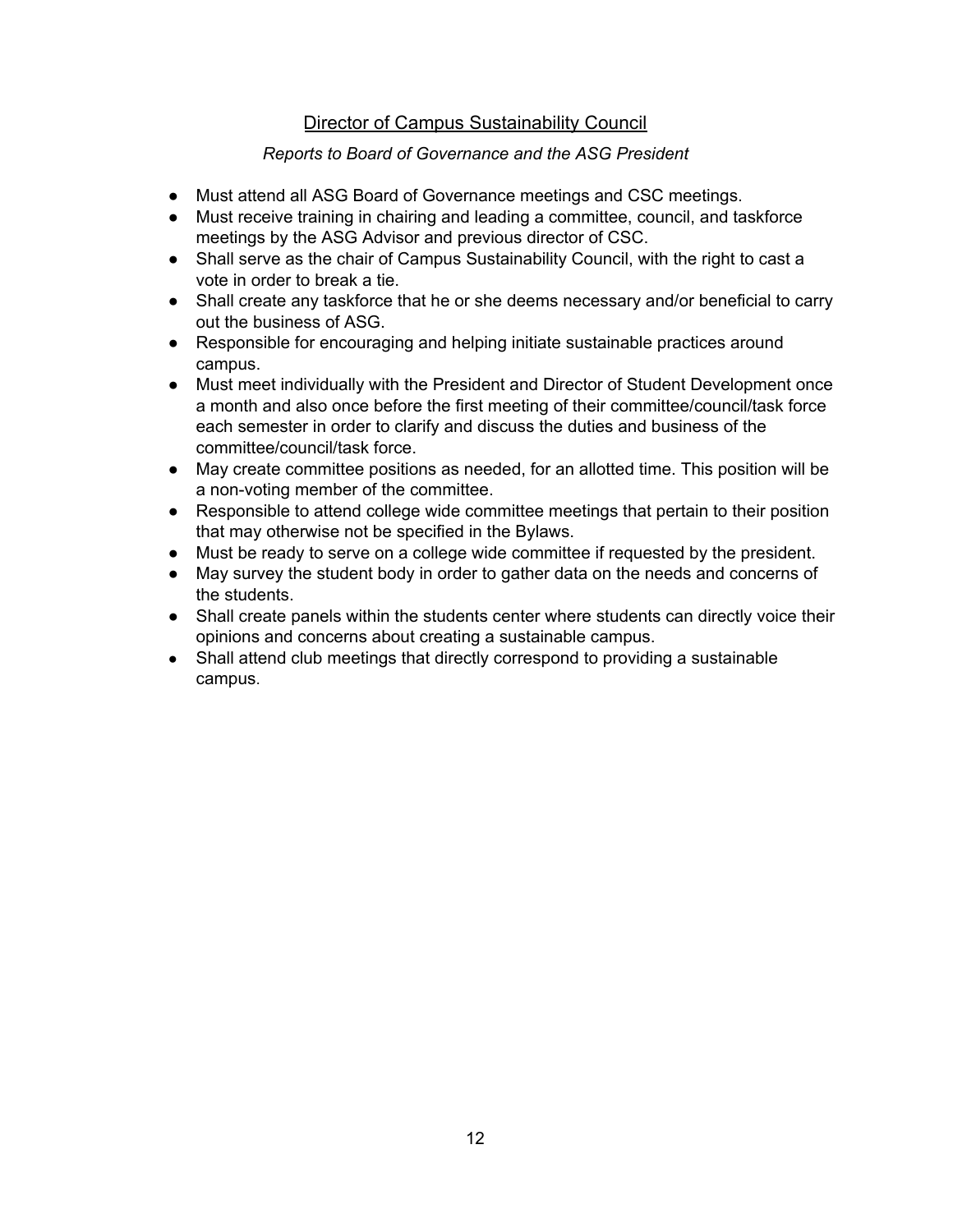## Director of Campus Sustainability Council

*Reports to Board of Governance and the ASG President*

- Must attend all ASG Board of Governance meetings and CSC meetings.
- Must receive training in chairing and leading a committee, council, and taskforce meetings by the ASG Advisor and previous director of CSC.
- Shall serve as the chair of Campus Sustainability Council, with the right to cast a vote in order to break a tie.
- Shall create any taskforce that he or she deems necessary and/or beneficial to carry out the business of ASG.
- Responsible for encouraging and helping initiate sustainable practices around campus.
- Must meet individually with the President and Director of Student Development once a month and also once before the first meeting of their committee/council/task force each semester in order to clarify and discuss the duties and business of the committee/council/task force.
- May create committee positions as needed, for an allotted time. This position will be a non-voting member of the committee.
- Responsible to attend college wide committee meetings that pertain to their position that may otherwise not be specified in the Bylaws.
- Must be ready to serve on a college wide committee if requested by the president.
- May survey the student body in order to gather data on the needs and concerns of the students.
- Shall create panels within the students center where students can directly voice their opinions and concerns about creating a sustainable campus.
- Shall attend club meetings that directly correspond to providing a sustainable campus.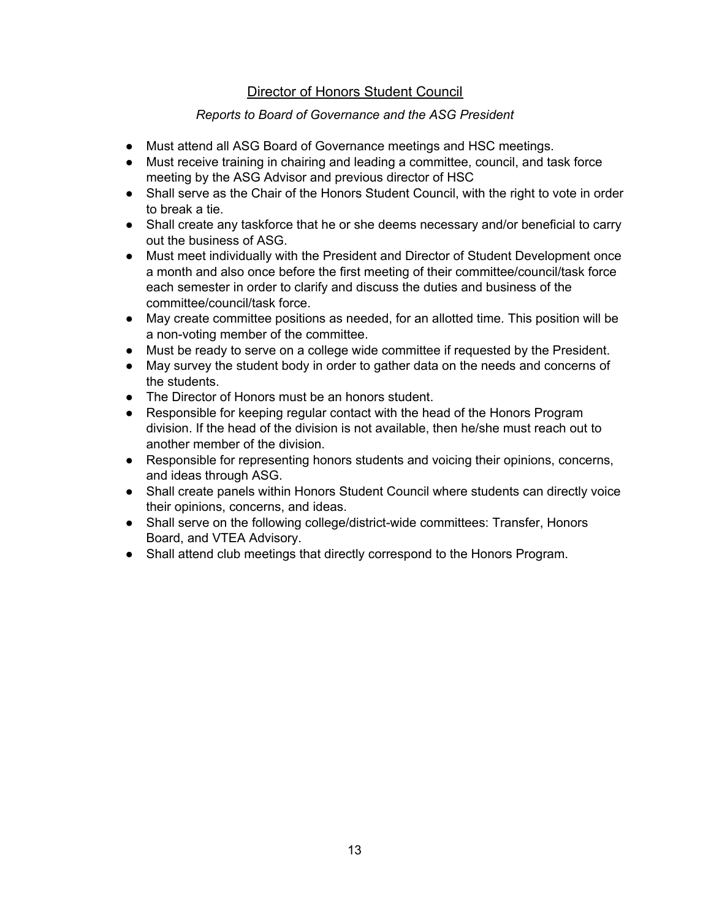## Director of Honors Student Council

*Reports to Board of Governance and the ASG President*

- Must attend all ASG Board of Governance meetings and HSC meetings.
- Must receive training in chairing and leading a committee, council, and task force meeting by the ASG Advisor and previous director of HSC
- Shall serve as the Chair of the Honors Student Council, with the right to vote in order to break a tie.
- Shall create any taskforce that he or she deems necessary and/or beneficial to carry out the business of ASG.
- Must meet individually with the President and Director of Student Development once a month and also once before the first meeting of their committee/council/task force each semester in order to clarify and discuss the duties and business of the committee/council/task force.
- May create committee positions as needed, for an allotted time. This position will be a non-voting member of the committee.
- Must be ready to serve on a college wide committee if requested by the President.
- May survey the student body in order to gather data on the needs and concerns of the students.
- The Director of Honors must be an honors student.
- Responsible for keeping regular contact with the head of the Honors Program division. If the head of the division is not available, then he/she must reach out to another member of the division.
- Responsible for representing honors students and voicing their opinions, concerns, and ideas through ASG.
- Shall create panels within Honors Student Council where students can directly voice their opinions, concerns, and ideas.
- Shall serve on the following college/district-wide committees: Transfer, Honors Board, and VTEA Advisory.
- Shall attend club meetings that directly correspond to the Honors Program.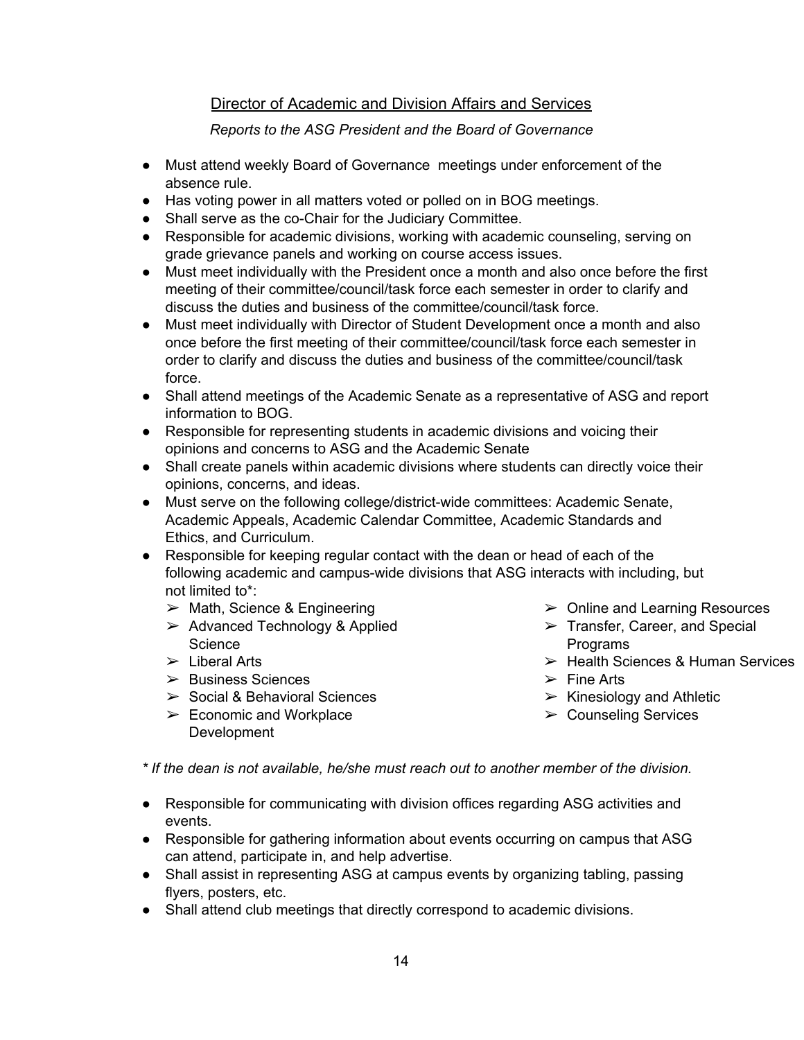## Director of Academic and Division Affairs and Services

*Reports to the ASG President and the Board of Governance*

- Must attend weekly Board of Governance meetings under enforcement of the absence rule.
- Has voting power in all matters voted or polled on in BOG meetings.
- Shall serve as the co-Chair for the Judiciary Committee.
- Responsible for academic divisions, working with academic counseling, serving on grade grievance panels and working on course access issues.
- Must meet individually with the President once a month and also once before the first meeting of their committee/council/task force each semester in order to clarify and discuss the duties and business of the committee/council/task force.
- Must meet individually with Director of Student Development once a month and also once before the first meeting of their committee/council/task force each semester in order to clarify and discuss the duties and business of the committee/council/task force.
- Shall attend meetings of the Academic Senate as a representative of ASG and report information to BOG.
- Responsible for representing students in academic divisions and voicing their opinions and concerns to ASG and the Academic Senate
- Shall create panels within academic divisions where students can directly voice their opinions, concerns, and ideas.
- Must serve on the following college/district-wide committees: Academic Senate, Academic Appeals, Academic Calendar Committee, Academic Standards and Ethics, and Curriculum.
- Responsible for keeping regular contact with the dean or head of each of the following academic and campus-wide divisions that ASG interacts with including, but not limited to*:
  - Math, Science & Engineering
  - Advanced Technology & Applied Science
  - Liberal Arts
  - Business Sciences
  - Social & Behavioral Sciences
  - Economic and Workplace Development
  - Online and Learning Resources
  - Transfer, Career, and Special Programs
  - Health Sciences & Human Services
  - Fine Arts
  - Kinesiology and Athletic
  - Counseling Services

*\* If the dean is not available, he/she must reach out to another member of the division.*

- Responsible for communicating with division offices regarding ASG activities and events.
- Responsible for gathering information about events occurring on campus that ASG can attend, participate in, and help advertise.
- Shall assist in representing ASG at campus events by organizing tabling, passing flyers, posters, etc.
- Shall attend club meetings that directly correspond to academic divisions.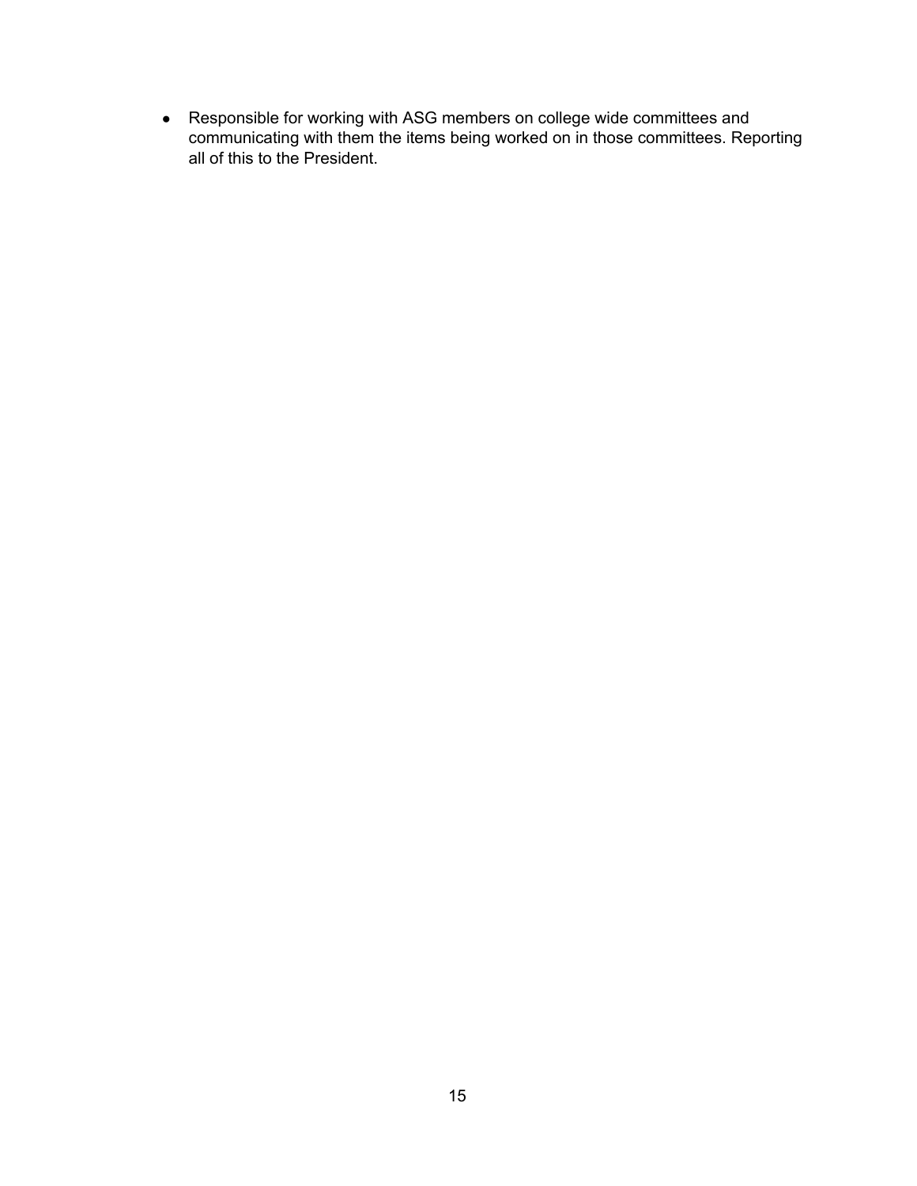- Responsible for working with ASG members on college wide committees and communicating with them the items being worked on in those committees. Reporting all of this to the President.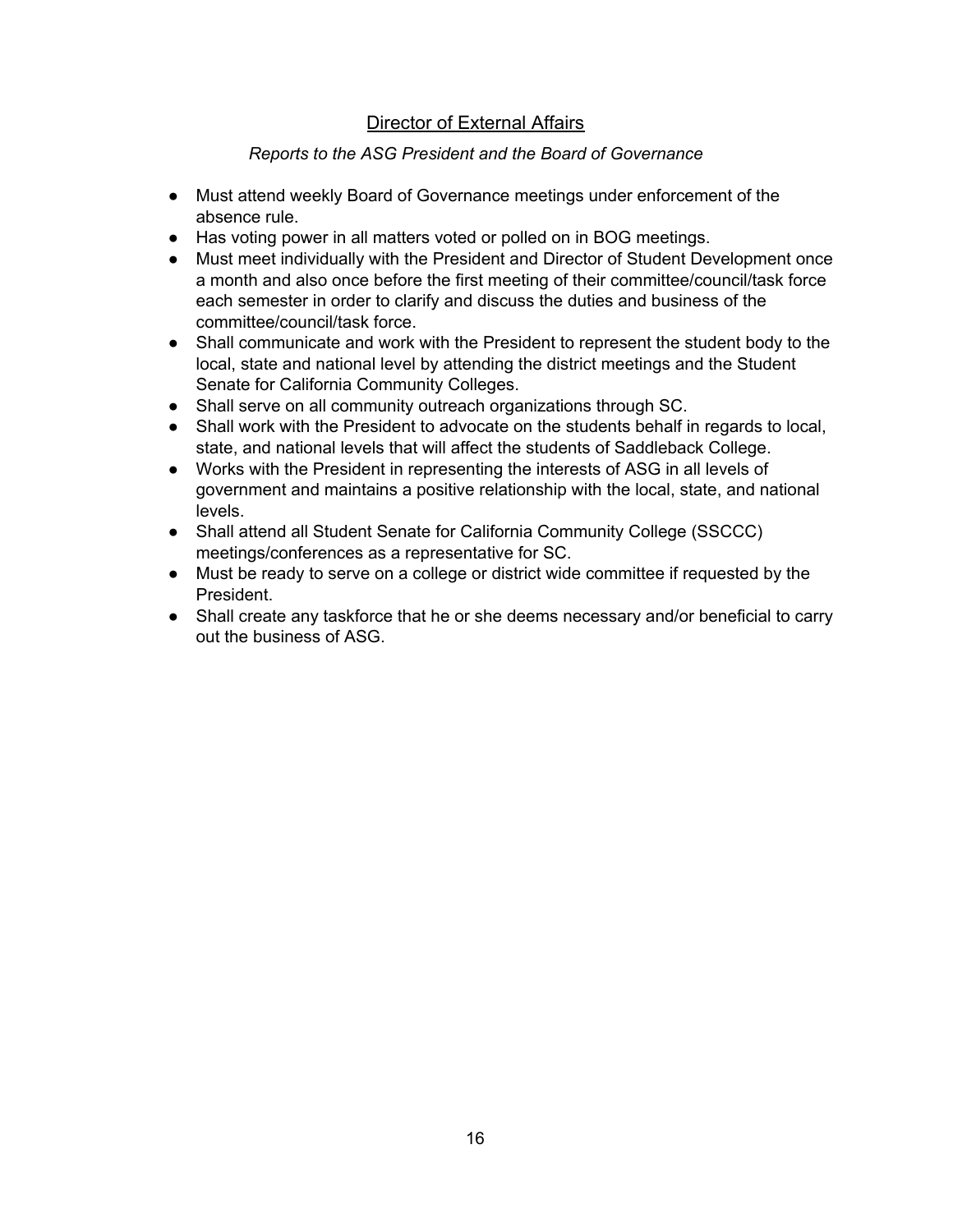## Director of External Affairs

*Reports to the ASG President and the Board of Governance*

- Must attend weekly Board of Governance meetings under enforcement of the absence rule.
- Has voting power in all matters voted or polled on in BOG meetings.
- Must meet individually with the President and Director of Student Development once a month and also once before the first meeting of their committee/council/task force each semester in order to clarify and discuss the duties and business of the committee/council/task force.
- Shall communicate and work with the President to represent the student body to the local, state and national level by attending the district meetings and the Student Senate for California Community Colleges.
- Shall serve on all community outreach organizations through SC.
- Shall work with the President to advocate on the students behalf in regards to local, state, and national levels that will affect the students of Saddleback College.
- Works with the President in representing the interests of ASG in all levels of government and maintains a positive relationship with the local, state, and national levels.
- Shall attend all Student Senate for California Community College (SSCCC) meetings/conferences as a representative for SC.
- Must be ready to serve on a college or district wide committee if requested by the President.
- Shall create any taskforce that he or she deems necessary and/or beneficial to carry out the business of ASG.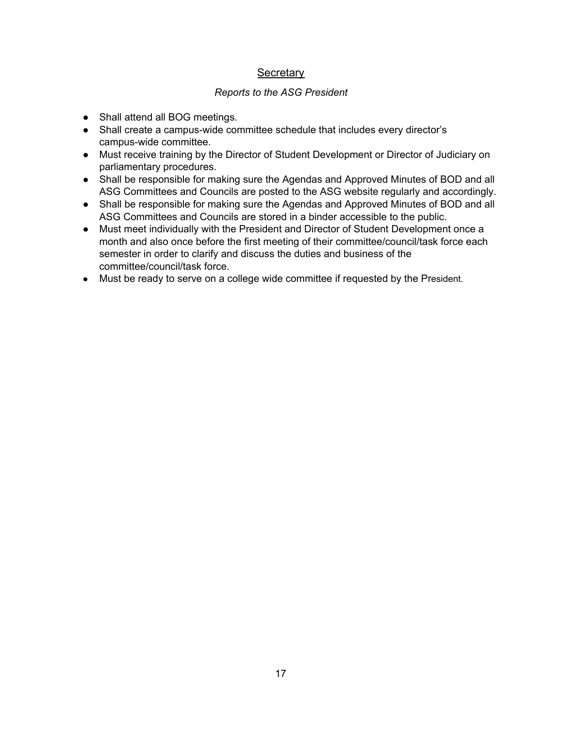## Secretary

*Reports to the ASG President*

- Shall attend all BOG meetings.
- Shall create a campus-wide committee schedule that includes every director's campus-wide committee.
- Must receive training by the Director of Student Development or Director of Judiciary on parliamentary procedures.
- Shall be responsible for making sure the Agendas and Approved Minutes of BOD and all ASG Committees and Councils are posted to the ASG website regularly and accordingly.
- Shall be responsible for making sure the Agendas and Approved Minutes of BOD and all ASG Committees and Councils are stored in a binder accessible to the public.
- Must meet individually with the President and Director of Student Development once a month and also once before the first meeting of their committee/council/task force each semester in order to clarify and discuss the duties and business of the committee/council/task force.
- Must be ready to serve on a college wide committee if requested by the President.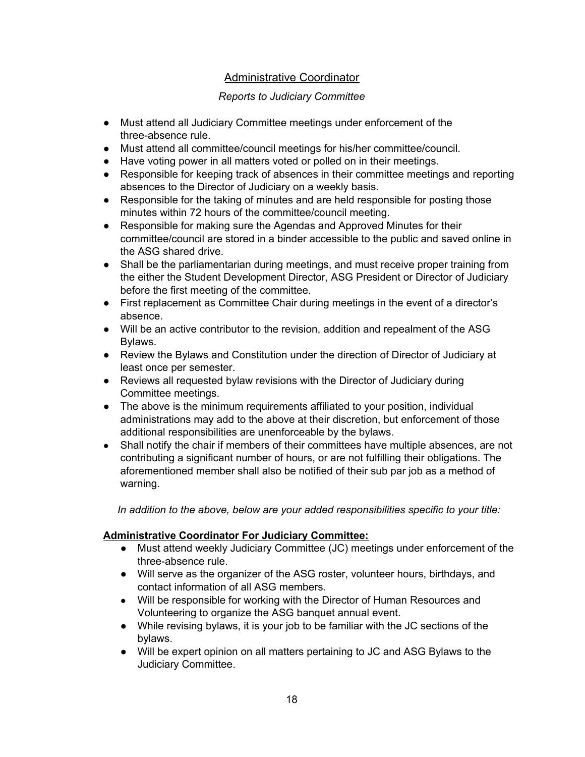## Administrative Coordinator

*Reports to Judiciary Committee*

- Must attend all Judiciary Committee meetings under enforcement of the three-absence rule.
- Must attend all committee/council meetings for his/her committee/council.
- Have voting power in all matters voted or polled on in their meetings.
- Responsible for keeping track of absences in their committee meetings and reporting absences to the Director of Judiciary on a weekly basis.
- Responsible for the taking of minutes and are held responsible for posting those minutes within 72 hours of the committee/council meeting.
- Responsible for making sure the Agendas and Approved Minutes for their committee/council are stored in a binder accessible to the public and saved online in the ASG shared drive.
- Shall be the parliamentarian during meetings, and must receive proper training from the either the Student Development Director, ASG President or Director of Judiciary before the first meeting of the committee.
- First replacement as Committee Chair during meetings in the event of a director's absence.
- Will be an active contributor to the revision, addition and repealment of the ASG Bylaws.
- Review the Bylaws and Constitution under the direction of Director of Judiciary at least once per semester.
- Reviews all requested bylaw revisions with the Director of Judiciary during Committee meetings.
- The above is the minimum requirements affiliated to your position, individual administrations may add to the above at their discretion, but enforcement of those additional responsibilities are unenforceable by the bylaws.
- Shall notify the chair if members of their committees have multiple absences, are not contributing a significant number of hours, or are not fulfilling their obligations. The aforementioned member shall also be notified of their sub par job as a method of warning.

*In addition to the above, below are your added responsibilities specific to your title:*

**Administrative Coordinator For Judiciary Committee:**

- Must attend weekly Judiciary Committee (JC) meetings under enforcement of the three-absence rule.
- Will serve as the organizer of the ASG roster, volunteer hours, birthdays, and contact information of all ASG members.
- Will be responsible for working with the Director of Human Resources and Volunteering to organize the ASG banquet annual event.
- While revising bylaws, it is your job to be familiar with the JC sections of the bylaws.
- Will be expert opinion on all matters pertaining to JC and ASG Bylaws to the Judiciary Committee.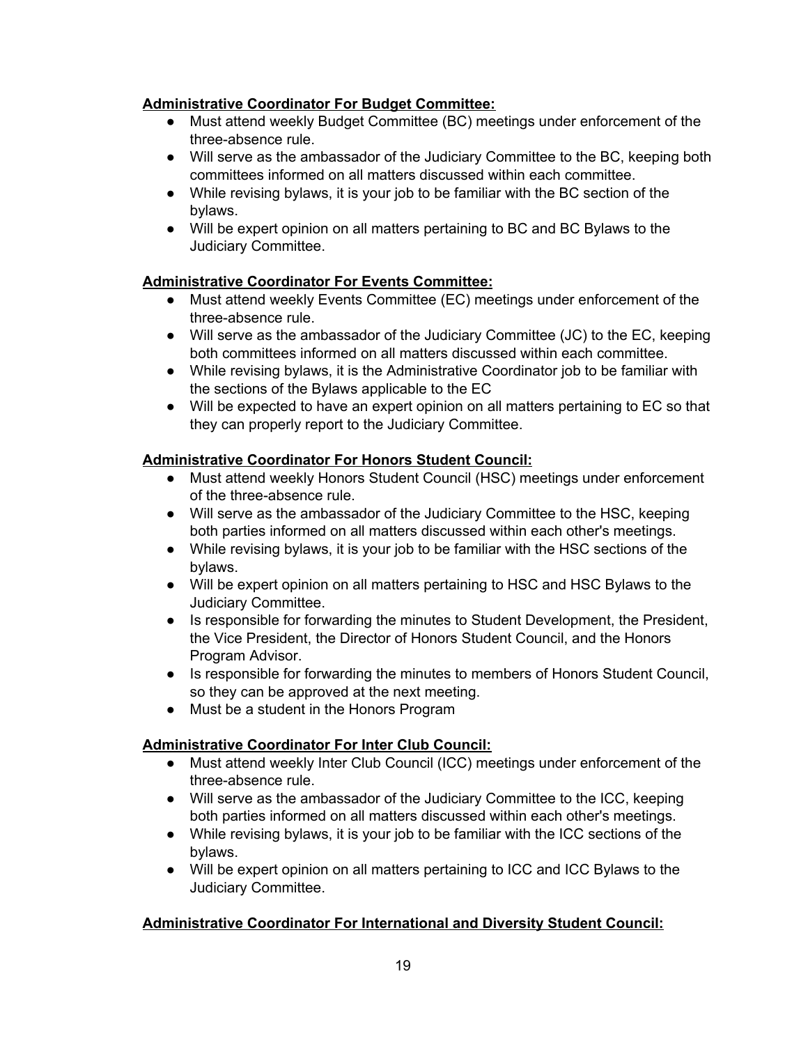**<u>Administrative Coordinator For Budget Committee:</u>**

- Must attend weekly Budget Committee (BC) meetings under enforcement of the three-absence rule.
- Will serve as the ambassador of the Judiciary Committee to the BC, keeping both committees informed on all matters discussed within each committee.
- While revising bylaws, it is your job to be familiar with the BC section of the bylaws.
- Will be expert opinion on all matters pertaining to BC and BC Bylaws to the Judiciary Committee.

**<u>Administrative Coordinator For Events Committee:</u>**

- Must attend weekly Events Committee (EC) meetings under enforcement of the three-absence rule.
- Will serve as the ambassador of the Judiciary Committee (JC) to the EC, keeping both committees informed on all matters discussed within each committee.
- While revising bylaws, it is the Administrative Coordinator job to be familiar with the sections of the Bylaws applicable to the EC
- Will be expected to have an expert opinion on all matters pertaining to EC so that they can properly report to the Judiciary Committee.

**<u>Administrative Coordinator For Honors Student Council:</u>**

- Must attend weekly Honors Student Council (HSC) meetings under enforcement of the three-absence rule.
- Will serve as the ambassador of the Judiciary Committee to the HSC, keeping both parties informed on all matters discussed within each other's meetings.
- While revising bylaws, it is your job to be familiar with the HSC sections of the bylaws.
- Will be expert opinion on all matters pertaining to HSC and HSC Bylaws to the Judiciary Committee.
- Is responsible for forwarding the minutes to Student Development, the President, the Vice President, the Director of Honors Student Council, and the Honors Program Advisor.
- Is responsible for forwarding the minutes to members of Honors Student Council, so they can be approved at the next meeting.
- Must be a student in the Honors Program

**<u>Administrative Coordinator For Inter Club Council:</u>**

- Must attend weekly Inter Club Council (ICC) meetings under enforcement of the three-absence rule.
- Will serve as the ambassador of the Judiciary Committee to the ICC, keeping both parties informed on all matters discussed within each other's meetings.
- While revising bylaws, it is your job to be familiar with the ICC sections of the bylaws.
- Will be expert opinion on all matters pertaining to ICC and ICC Bylaws to the Judiciary Committee.

**<u>Administrative Coordinator For International and Diversity Student Council:</u>**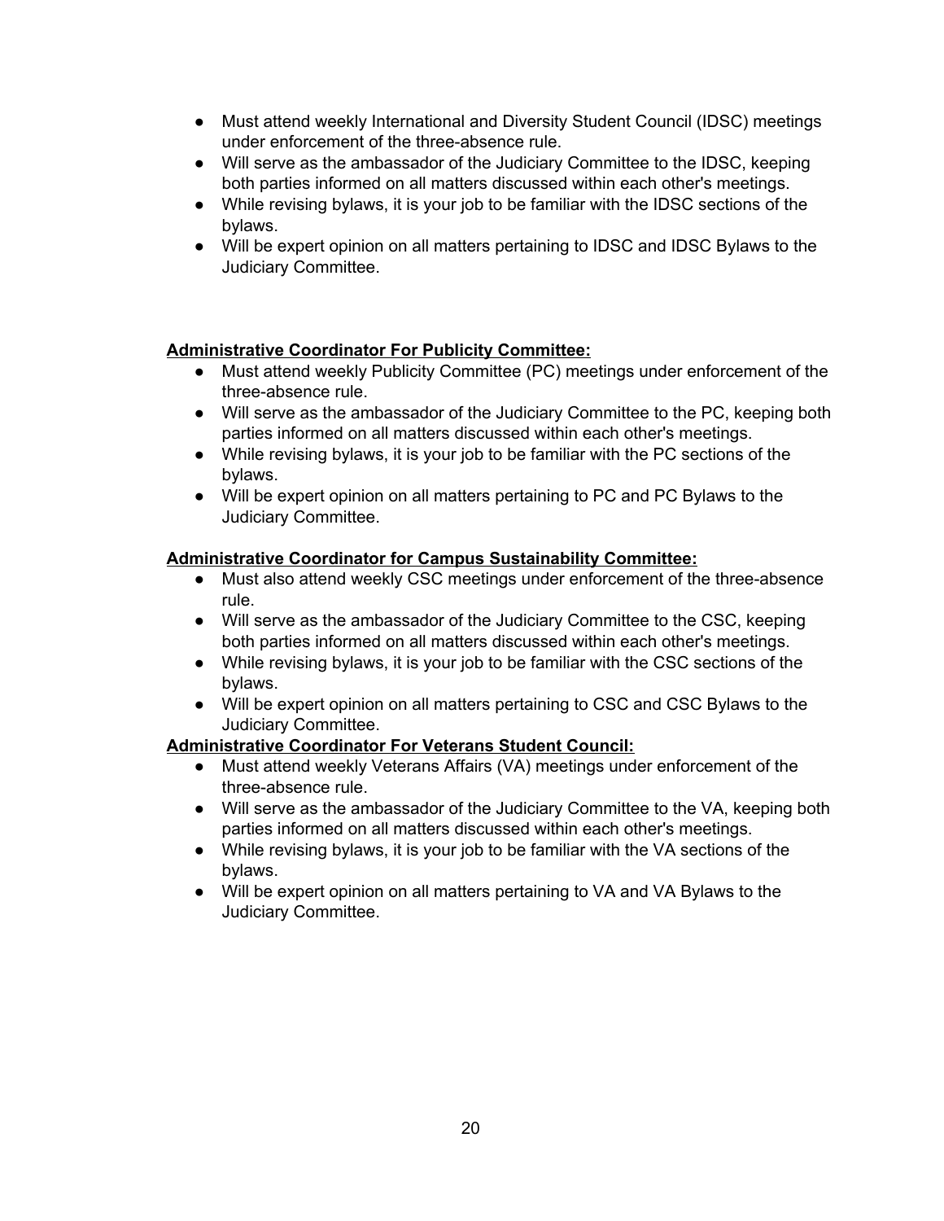- Must attend weekly International and Diversity Student Council (IDSC) meetings under enforcement of the three-absence rule.
- Will serve as the ambassador of the Judiciary Committee to the IDSC, keeping both parties informed on all matters discussed within each other's meetings.
- While revising bylaws, it is your job to be familiar with the IDSC sections of the bylaws.
- Will be expert opinion on all matters pertaining to IDSC and IDSC Bylaws to the Judiciary Committee.

**Administrative Coordinator For Publicity Committee:**

- Must attend weekly Publicity Committee (PC) meetings under enforcement of the three-absence rule.
- Will serve as the ambassador of the Judiciary Committee to the PC, keeping both parties informed on all matters discussed within each other's meetings.
- While revising bylaws, it is your job to be familiar with the PC sections of the bylaws.
- Will be expert opinion on all matters pertaining to PC and PC Bylaws to the Judiciary Committee.

**Administrative Coordinator for Campus Sustainability Committee:**

- Must also attend weekly CSC meetings under enforcement of the three-absence rule.
- Will serve as the ambassador of the Judiciary Committee to the CSC, keeping both parties informed on all matters discussed within each other's meetings.
- While revising bylaws, it is your job to be familiar with the CSC sections of the bylaws.
- Will be expert opinion on all matters pertaining to CSC and CSC Bylaws to the Judiciary Committee.

**Administrative Coordinator For Veterans Student Council:**

- Must attend weekly Veterans Affairs (VA) meetings under enforcement of the three-absence rule.
- Will serve as the ambassador of the Judiciary Committee to the VA, keeping both parties informed on all matters discussed within each other's meetings.
- While revising bylaws, it is your job to be familiar with the VA sections of the bylaws.
- Will be expert opinion on all matters pertaining to VA and VA Bylaws to the Judiciary Committee.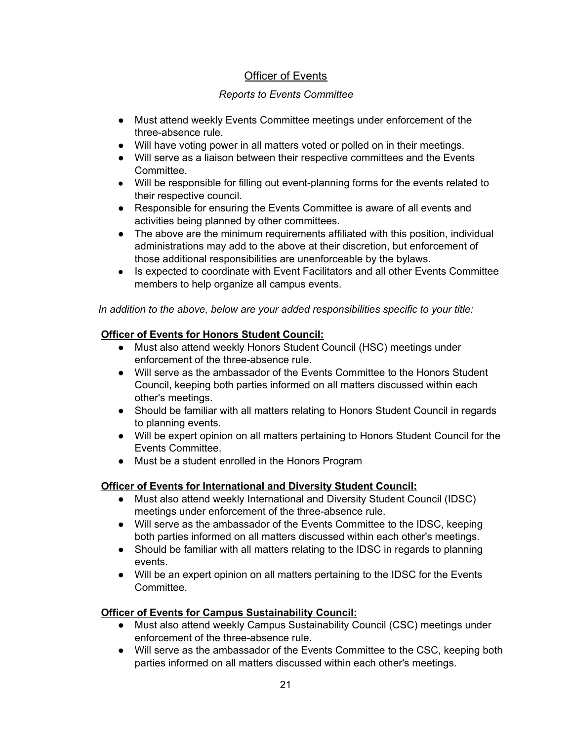## Officer of Events

*Reports to Events Committee*

- Must attend weekly Events Committee meetings under enforcement of the three-absence rule.
- Will have voting power in all matters voted or polled on in their meetings.
- Will serve as a liaison between their respective committees and the Events Committee.
- Will be responsible for filling out event-planning forms for the events related to their respective council.
- Responsible for ensuring the Events Committee is aware of all events and activities being planned by other committees.
- The above are the minimum requirements affiliated with this position, individual administrations may add to the above at their discretion, but enforcement of those additional responsibilities are unenforceable by the bylaws.
- Is expected to coordinate with Event Facilitators and all other Events Committee members to help organize all campus events.

*In addition to the above, below are your added responsibilities specific to your title:*

**Officer of Events for Honors Student Council:**

- Must also attend weekly Honors Student Council (HSC) meetings under enforcement of the three-absence rule.
- Will serve as the ambassador of the Events Committee to the Honors Student Council, keeping both parties informed on all matters discussed within each other's meetings.
- Should be familiar with all matters relating to Honors Student Council in regards to planning events.
- Will be expert opinion on all matters pertaining to Honors Student Council for the Events Committee.
- Must be a student enrolled in the Honors Program

**Officer of Events for International and Diversity Student Council:**

- Must also attend weekly International and Diversity Student Council (IDSC) meetings under enforcement of the three-absence rule.
- Will serve as the ambassador of the Events Committee to the IDSC, keeping both parties informed on all matters discussed within each other's meetings.
- Should be familiar with all matters relating to the IDSC in regards to planning events.
- Will be an expert opinion on all matters pertaining to the IDSC for the Events Committee.

**Officer of Events for Campus Sustainability Council:**

- Must also attend weekly Campus Sustainability Council (CSC) meetings under enforcement of the three-absence rule.
- Will serve as the ambassador of the Events Committee to the CSC, keeping both parties informed on all matters discussed within each other's meetings.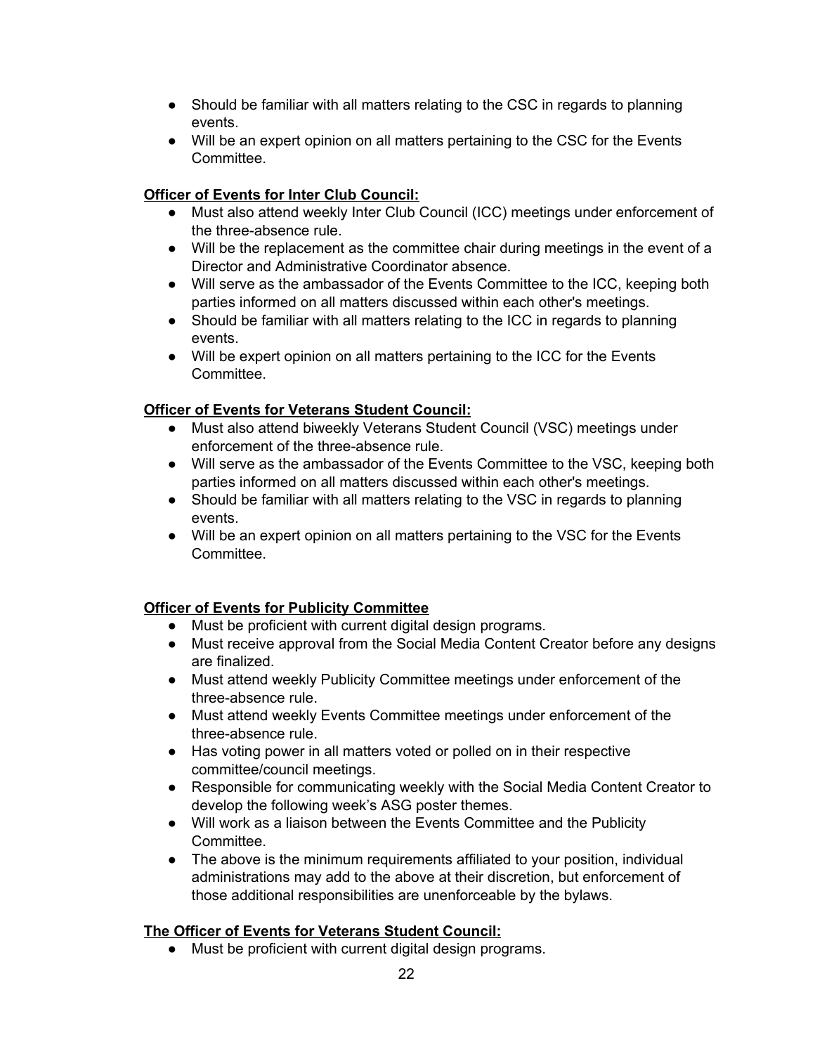- Should be familiar with all matters relating to the CSC in regards to planning events.
- Will be an expert opinion on all matters pertaining to the CSC for the Events Committee.

**Officer of Events for Inter Club Council:**

- Must also attend weekly Inter Club Council (ICC) meetings under enforcement of the three-absence rule.
- Will be the replacement as the committee chair during meetings in the event of a Director and Administrative Coordinator absence.
- Will serve as the ambassador of the Events Committee to the ICC, keeping both parties informed on all matters discussed within each other's meetings.
- Should be familiar with all matters relating to the ICC in regards to planning events.
- Will be expert opinion on all matters pertaining to the ICC for the Events Committee.

**Officer of Events for Veterans Student Council:**

- Must also attend biweekly Veterans Student Council (VSC) meetings under enforcement of the three-absence rule.
- Will serve as the ambassador of the Events Committee to the VSC, keeping both parties informed on all matters discussed within each other's meetings.
- Should be familiar with all matters relating to the VSC in regards to planning events.
- Will be an expert opinion on all matters pertaining to the VSC for the Events Committee.

**Officer of Events for Publicity Committee**

- Must be proficient with current digital design programs.
- Must receive approval from the Social Media Content Creator before any designs are finalized.
- Must attend weekly Publicity Committee meetings under enforcement of the three-absence rule.
- Must attend weekly Events Committee meetings under enforcement of the three-absence rule.
- Has voting power in all matters voted or polled on in their respective committee/council meetings.
- Responsible for communicating weekly with the Social Media Content Creator to develop the following week's ASG poster themes.
- Will work as a liaison between the Events Committee and the Publicity Committee.
- The above is the minimum requirements affiliated to your position, individual administrations may add to the above at their discretion, but enforcement of those additional responsibilities are unenforceable by the bylaws.

**The Officer of Events for Veterans Student Council:**

- Must be proficient with current digital design programs.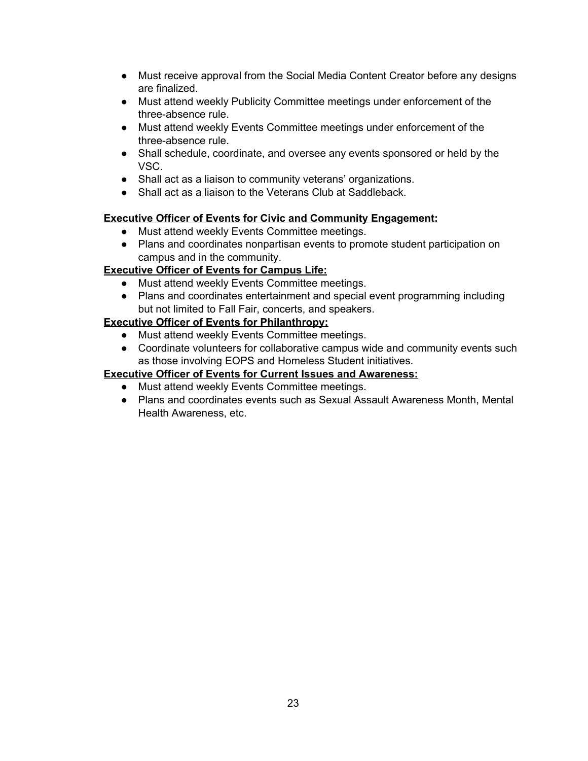- Must receive approval from the Social Media Content Creator before any designs are finalized.
- Must attend weekly Publicity Committee meetings under enforcement of the three-absence rule.
- Must attend weekly Events Committee meetings under enforcement of the three-absence rule.
- Shall schedule, coordinate, and oversee any events sponsored or held by the VSC.
- Shall act as a liaison to community veterans' organizations.
- Shall act as a liaison to the Veterans Club at Saddleback.

**Executive Officer of Events for Civic and Community Engagement:**

- Must attend weekly Events Committee meetings.
- Plans and coordinates nonpartisan events to promote student participation on campus and in the community.

**Executive Officer of Events for Campus Life:**

- Must attend weekly Events Committee meetings.
- Plans and coordinates entertainment and special event programming including but not limited to Fall Fair, concerts, and speakers.

**Executive Officer of Events for Philanthropy:**

- Must attend weekly Events Committee meetings.
- Coordinate volunteers for collaborative campus wide and community events such as those involving EOPS and Homeless Student initiatives.

**Executive Officer of Events for Current Issues and Awareness:**

- Must attend weekly Events Committee meetings.
- Plans and coordinates events such as Sexual Assault Awareness Month, Mental Health Awareness, etc.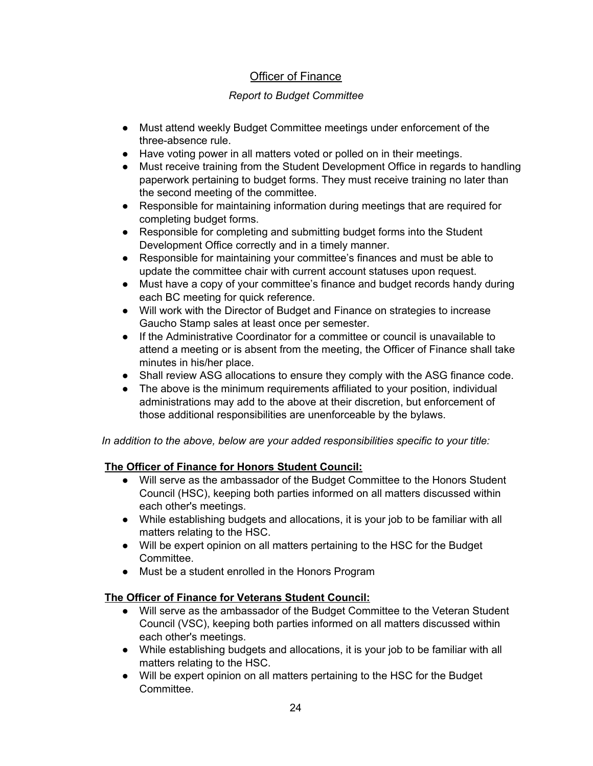## Officer of Finance

*Report to Budget Committee*

- Must attend weekly Budget Committee meetings under enforcement of the three-absence rule.
- Have voting power in all matters voted or polled on in their meetings.
- Must receive training from the Student Development Office in regards to handling paperwork pertaining to budget forms. They must receive training no later than the second meeting of the committee.
- Responsible for maintaining information during meetings that are required for completing budget forms.
- Responsible for completing and submitting budget forms into the Student Development Office correctly and in a timely manner.
- Responsible for maintaining your committee's finances and must be able to update the committee chair with current account statuses upon request.
- Must have a copy of your committee's finance and budget records handy during each BC meeting for quick reference.
- Will work with the Director of Budget and Finance on strategies to increase Gaucho Stamp sales at least once per semester.
- If the Administrative Coordinator for a committee or council is unavailable to attend a meeting or is absent from the meeting, the Officer of Finance shall take minutes in his/her place.
- Shall review ASG allocations to ensure they comply with the ASG finance code.
- The above is the minimum requirements affiliated to your position, individual administrations may add to the above at their discretion, but enforcement of those additional responsibilities are unenforceable by the bylaws.

*In addition to the above, below are your added responsibilities specific to your title:*

**The Officer of Finance for Honors Student Council:**

- Will serve as the ambassador of the Budget Committee to the Honors Student Council (HSC), keeping both parties informed on all matters discussed within each other's meetings.
- While establishing budgets and allocations, it is your job to be familiar with all matters relating to the HSC.
- Will be expert opinion on all matters pertaining to the HSC for the Budget Committee.
- Must be a student enrolled in the Honors Program

**The Officer of Finance for Veterans Student Council:**

- Will serve as the ambassador of the Budget Committee to the Veteran Student Council (VSC), keeping both parties informed on all matters discussed within each other's meetings.
- While establishing budgets and allocations, it is your job to be familiar with all matters relating to the HSC.
- Will be expert opinion on all matters pertaining to the HSC for the Budget Committee.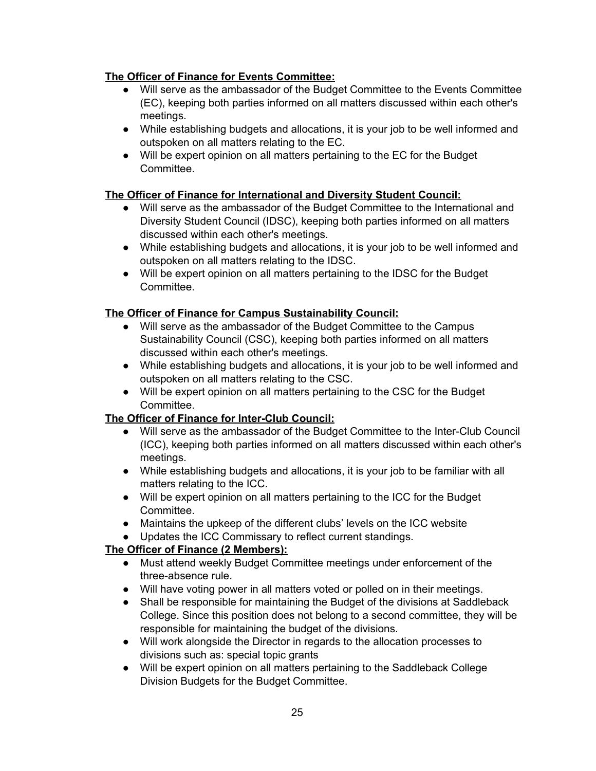**The Officer of Finance for Events Committee:**

- Will serve as the ambassador of the Budget Committee to the Events Committee (EC), keeping both parties informed on all matters discussed within each other's meetings.
- While establishing budgets and allocations, it is your job to be well informed and outspoken on all matters relating to the EC.
- Will be expert opinion on all matters pertaining to the EC for the Budget Committee.

**The Officer of Finance for International and Diversity Student Council:**

- Will serve as the ambassador of the Budget Committee to the International and Diversity Student Council (IDSC), keeping both parties informed on all matters discussed within each other's meetings.
- While establishing budgets and allocations, it is your job to be well informed and outspoken on all matters relating to the IDSC.
- Will be expert opinion on all matters pertaining to the IDSC for the Budget Committee.

**The Officer of Finance for Campus Sustainability Council:**

- Will serve as the ambassador of the Budget Committee to the Campus Sustainability Council (CSC), keeping both parties informed on all matters discussed within each other's meetings.
- While establishing budgets and allocations, it is your job to be well informed and outspoken on all matters relating to the CSC.
- Will be expert opinion on all matters pertaining to the CSC for the Budget Committee.

**The Officer of Finance for Inter-Club Council:**

- Will serve as the ambassador of the Budget Committee to the Inter-Club Council (ICC), keeping both parties informed on all matters discussed within each other's meetings.
- While establishing budgets and allocations, it is your job to be familiar with all matters relating to the ICC.
- Will be expert opinion on all matters pertaining to the ICC for the Budget Committee.
- Maintains the upkeep of the different clubs' levels on the ICC website
- Updates the ICC Commissary to reflect current standings.

**The Officer of Finance (2 Members):**

- Must attend weekly Budget Committee meetings under enforcement of the three-absence rule.
- Will have voting power in all matters voted or polled on in their meetings.
- Shall be responsible for maintaining the Budget of the divisions at Saddleback College. Since this position does not belong to a second committee, they will be responsible for maintaining the budget of the divisions.
- Will work alongside the Director in regards to the allocation processes to divisions such as: special topic grants
- Will be expert opinion on all matters pertaining to the Saddleback College Division Budgets for the Budget Committee.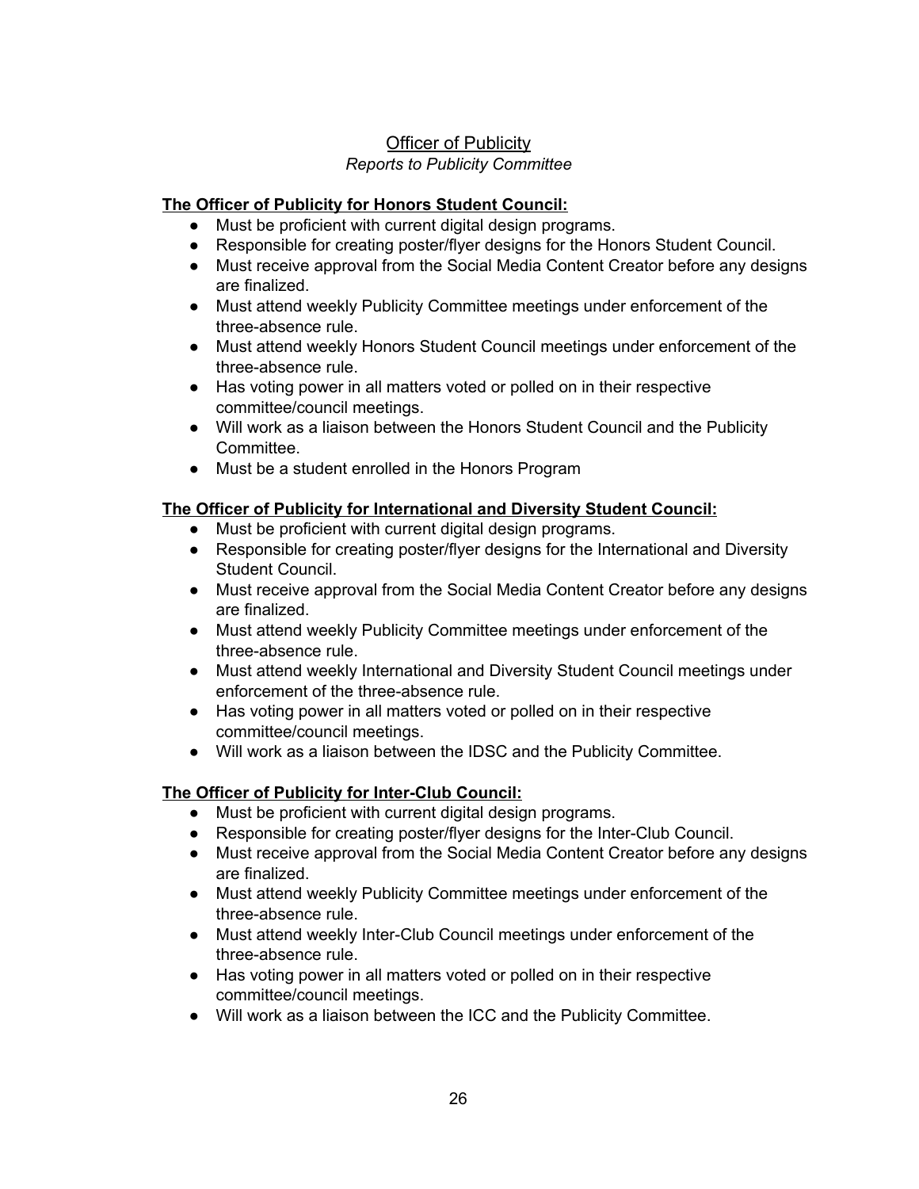## Officer of Publicity

*Reports to Publicity Committee*

**The Officer of Publicity for Honors Student Council:**

- Must be proficient with current digital design programs.
- Responsible for creating poster/flyer designs for the Honors Student Council.
- Must receive approval from the Social Media Content Creator before any designs are finalized.
- Must attend weekly Publicity Committee meetings under enforcement of the three-absence rule.
- Must attend weekly Honors Student Council meetings under enforcement of the three-absence rule.
- Has voting power in all matters voted or polled on in their respective committee/council meetings.
- Will work as a liaison between the Honors Student Council and the Publicity Committee.
- Must be a student enrolled in the Honors Program

**The Officer of Publicity for International and Diversity Student Council:**

- Must be proficient with current digital design programs.
- Responsible for creating poster/flyer designs for the International and Diversity Student Council.
- Must receive approval from the Social Media Content Creator before any designs are finalized.
- Must attend weekly Publicity Committee meetings under enforcement of the three-absence rule.
- Must attend weekly International and Diversity Student Council meetings under enforcement of the three-absence rule.
- Has voting power in all matters voted or polled on in their respective committee/council meetings.
- Will work as a liaison between the IDSC and the Publicity Committee.

**The Officer of Publicity for Inter-Club Council:**

- Must be proficient with current digital design programs.
- Responsible for creating poster/flyer designs for the Inter-Club Council.
- Must receive approval from the Social Media Content Creator before any designs are finalized.
- Must attend weekly Publicity Committee meetings under enforcement of the three-absence rule.
- Must attend weekly Inter-Club Council meetings under enforcement of the three-absence rule.
- Has voting power in all matters voted or polled on in their respective committee/council meetings.
- Will work as a liaison between the ICC and the Publicity Committee.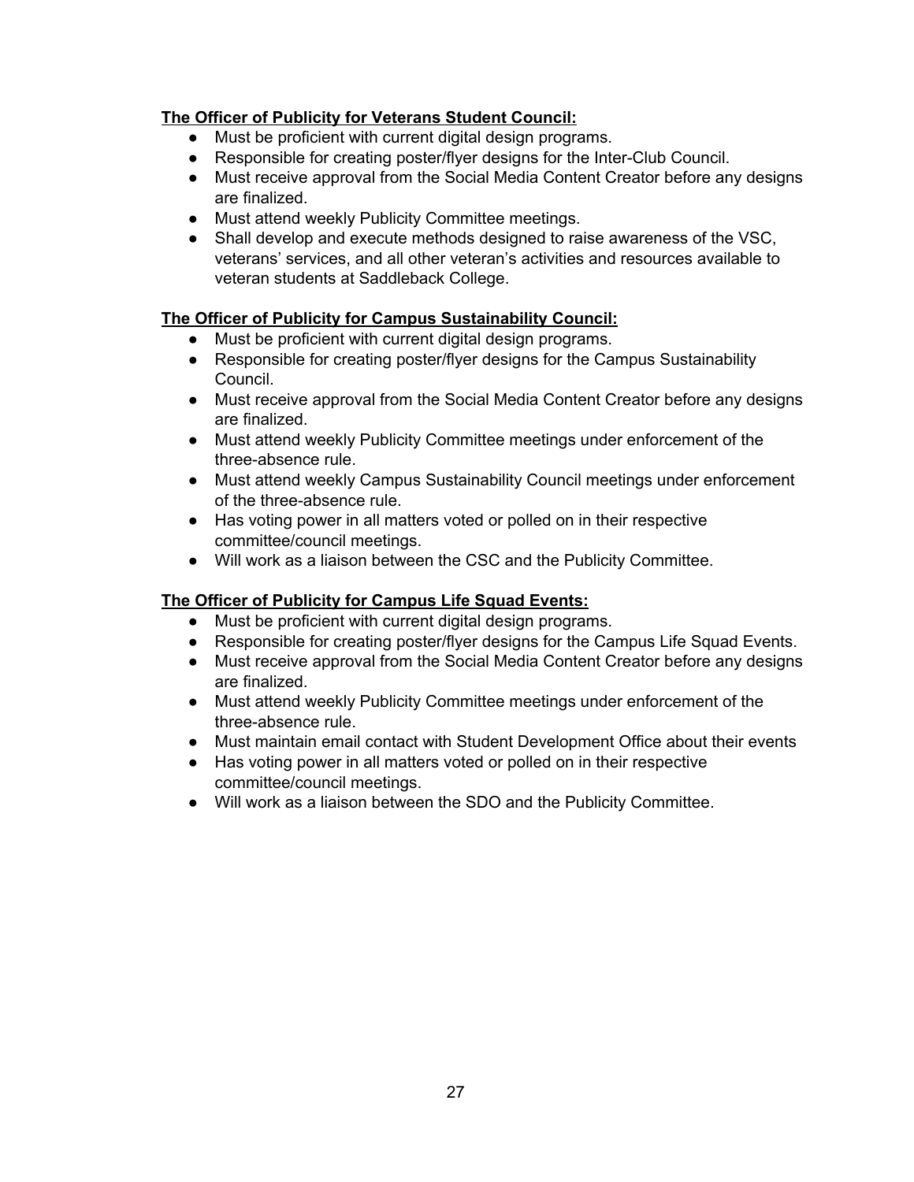**<u>The Officer of Publicity for Veterans Student Council:</u>**

- Must be proficient with current digital design programs.
- Responsible for creating poster/flyer designs for the Inter-Club Council.
- Must receive approval from the Social Media Content Creator before any designs are finalized.
- Must attend weekly Publicity Committee meetings.
- Shall develop and execute methods designed to raise awareness of the VSC, veterans' services, and all other veteran's activities and resources available to veteran students at Saddleback College.

**<u>The Officer of Publicity for Campus Sustainability Council:</u>**

- Must be proficient with current digital design programs.
- Responsible for creating poster/flyer designs for the Campus Sustainability Council.
- Must receive approval from the Social Media Content Creator before any designs are finalized.
- Must attend weekly Publicity Committee meetings under enforcement of the three-absence rule.
- Must attend weekly Campus Sustainability Council meetings under enforcement of the three-absence rule.
- Has voting power in all matters voted or polled on in their respective committee/council meetings.
- Will work as a liaison between the CSC and the Publicity Committee.

**<u>The Officer of Publicity for Campus Life Squad Events:</u>**

- Must be proficient with current digital design programs.
- Responsible for creating poster/flyer designs for the Campus Life Squad Events.
- Must receive approval from the Social Media Content Creator before any designs are finalized.
- Must attend weekly Publicity Committee meetings under enforcement of the three-absence rule.
- Must maintain email contact with Student Development Office about their events
- Has voting power in all matters voted or polled on in their respective committee/council meetings.
- Will work as a liaison between the SDO and the Publicity Committee.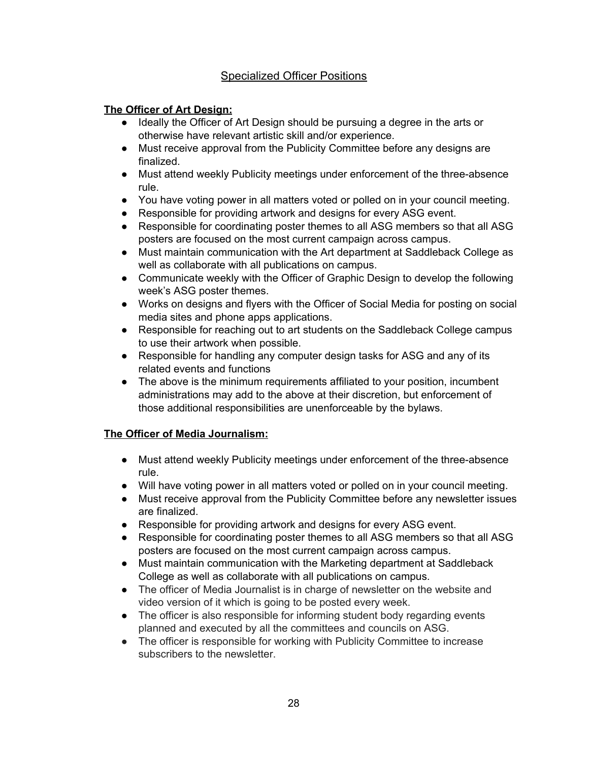## Specialized Officer Positions

**The Officer of Art Design:**

- Ideally the Officer of Art Design should be pursuing a degree in the arts or otherwise have relevant artistic skill and/or experience.
- Must receive approval from the Publicity Committee before any designs are finalized.
- Must attend weekly Publicity meetings under enforcement of the three-absence rule.
- You have voting power in all matters voted or polled on in your council meeting.
- Responsible for providing artwork and designs for every ASG event.
- Responsible for coordinating poster themes to all ASG members so that all ASG posters are focused on the most current campaign across campus.
- Must maintain communication with the Art department at Saddleback College as well as collaborate with all publications on campus.
- Communicate weekly with the Officer of Graphic Design to develop the following week's ASG poster themes.
- Works on designs and flyers with the Officer of Social Media for posting on social media sites and phone apps applications.
- Responsible for reaching out to art students on the Saddleback College campus to use their artwork when possible.
- Responsible for handling any computer design tasks for ASG and any of its related events and functions
- The above is the minimum requirements affiliated to your position, incumbent administrations may add to the above at their discretion, but enforcement of those additional responsibilities are unenforceable by the bylaws.

**The Officer of Media Journalism:**

- Must attend weekly Publicity meetings under enforcement of the three-absence rule.
- Will have voting power in all matters voted or polled on in your council meeting.
- Must receive approval from the Publicity Committee before any newsletter issues are finalized.
- Responsible for providing artwork and designs for every ASG event.
- Responsible for coordinating poster themes to all ASG members so that all ASG posters are focused on the most current campaign across campus.
- Must maintain communication with the Marketing department at Saddleback College as well as collaborate with all publications on campus.
- The officer of Media Journalist is in charge of newsletter on the website and video version of it which is going to be posted every week.
- The officer is also responsible for informing student body regarding events planned and executed by all the committees and councils on ASG.
- The officer is responsible for working with Publicity Committee to increase subscribers to the newsletter.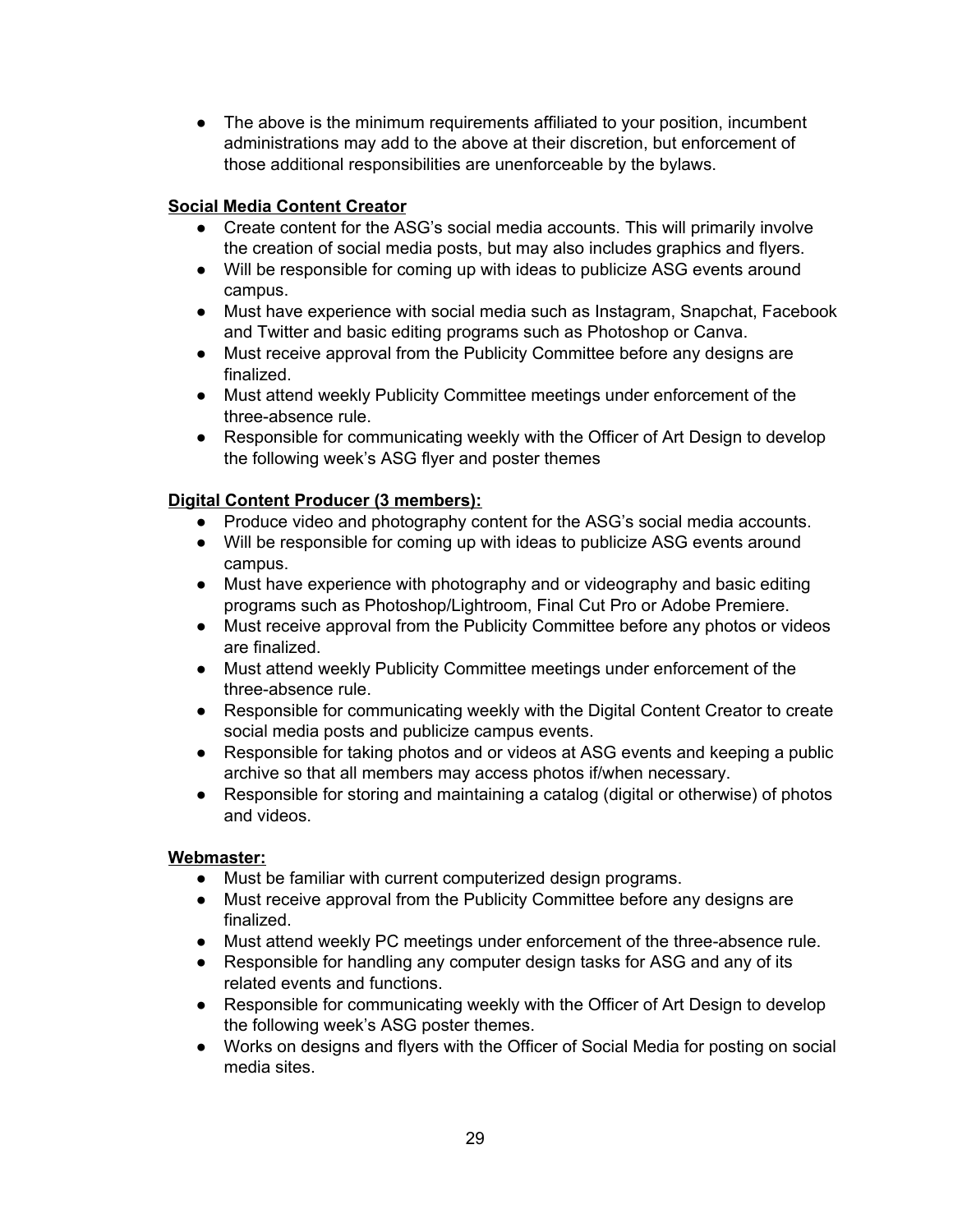- The above is the minimum requirements affiliated to your position, incumbent administrations may add to the above at their discretion, but enforcement of those additional responsibilities are unenforceable by the bylaws.

**<u>Social Media Content Creator</u>**

- Create content for the ASG's social media accounts. This will primarily involve the creation of social media posts, but may also includes graphics and flyers.
- Will be responsible for coming up with ideas to publicize ASG events around campus.
- Must have experience with social media such as Instagram, Snapchat, Facebook and Twitter and basic editing programs such as Photoshop or Canva.
- Must receive approval from the Publicity Committee before any designs are finalized.
- Must attend weekly Publicity Committee meetings under enforcement of the three-absence rule.
- Responsible for communicating weekly with the Officer of Art Design to develop the following week's ASG flyer and poster themes

**<u>Digital Content Producer (3 members):</u>**

- Produce video and photography content for the ASG's social media accounts.
- Will be responsible for coming up with ideas to publicize ASG events around campus.
- Must have experience with photography and or videography and basic editing programs such as Photoshop/Lightroom, Final Cut Pro or Adobe Premiere.
- Must receive approval from the Publicity Committee before any photos or videos are finalized.
- Must attend weekly Publicity Committee meetings under enforcement of the three-absence rule.
- Responsible for communicating weekly with the Digital Content Creator to create social media posts and publicize campus events.
- Responsible for taking photos and or videos at ASG events and keeping a public archive so that all members may access photos if/when necessary.
- Responsible for storing and maintaining a catalog (digital or otherwise) of photos and videos.

**<u>Webmaster:</u>**

- Must be familiar with current computerized design programs.
- Must receive approval from the Publicity Committee before any designs are finalized.
- Must attend weekly PC meetings under enforcement of the three-absence rule.
- Responsible for handling any computer design tasks for ASG and any of its related events and functions.
- Responsible for communicating weekly with the Officer of Art Design to develop the following week's ASG poster themes.
- Works on designs and flyers with the Officer of Social Media for posting on social media sites.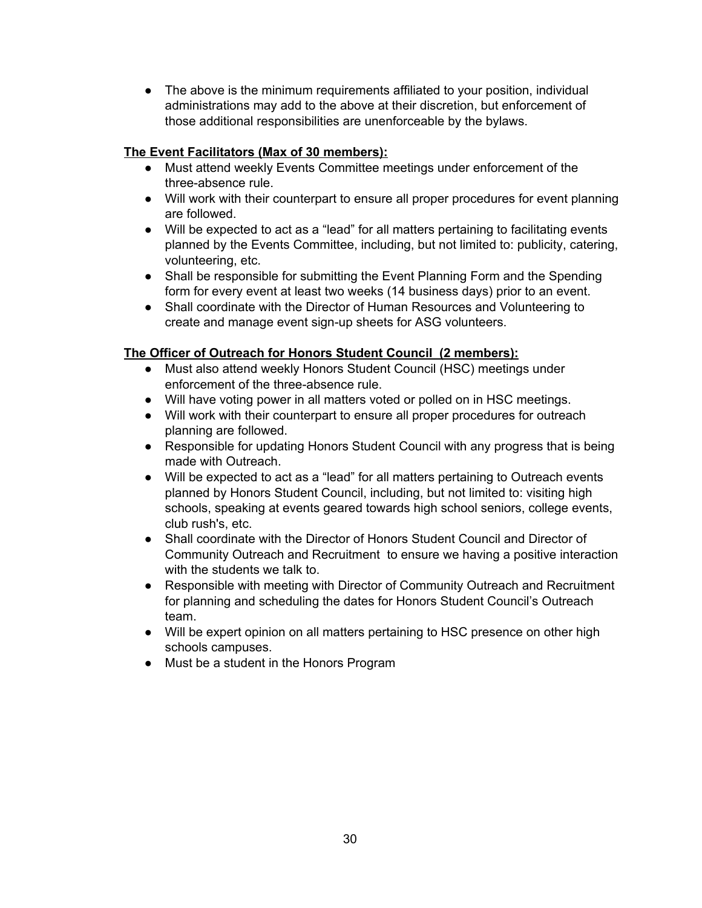- The above is the minimum requirements affiliated to your position, individual administrations may add to the above at their discretion, but enforcement of those additional responsibilities are unenforceable by the bylaws.

**The Event Facilitators (Max of 30 members):**

- Must attend weekly Events Committee meetings under enforcement of the three-absence rule.
- Will work with their counterpart to ensure all proper procedures for event planning are followed.
- Will be expected to act as a "lead" for all matters pertaining to facilitating events planned by the Events Committee, including, but not limited to: publicity, catering, volunteering, etc.
- Shall be responsible for submitting the Event Planning Form and the Spending form for every event at least two weeks (14 business days) prior to an event.
- Shall coordinate with the Director of Human Resources and Volunteering to create and manage event sign-up sheets for ASG volunteers.

**The Officer of Outreach for Honors Student Council (2 members):**

- Must also attend weekly Honors Student Council (HSC) meetings under enforcement of the three-absence rule.
- Will have voting power in all matters voted or polled on in HSC meetings.
- Will work with their counterpart to ensure all proper procedures for outreach planning are followed.
- Responsible for updating Honors Student Council with any progress that is being made with Outreach.
- Will be expected to act as a "lead" for all matters pertaining to Outreach events planned by Honors Student Council, including, but not limited to: visiting high schools, speaking at events geared towards high school seniors, college events, club rush's, etc.
- Shall coordinate with the Director of Honors Student Council and Director of Community Outreach and Recruitment to ensure we having a positive interaction with the students we talk to.
- Responsible with meeting with Director of Community Outreach and Recruitment for planning and scheduling the dates for Honors Student Council's Outreach team.
- Will be expert opinion on all matters pertaining to HSC presence on other high schools campuses.
- Must be a student in the Honors Program